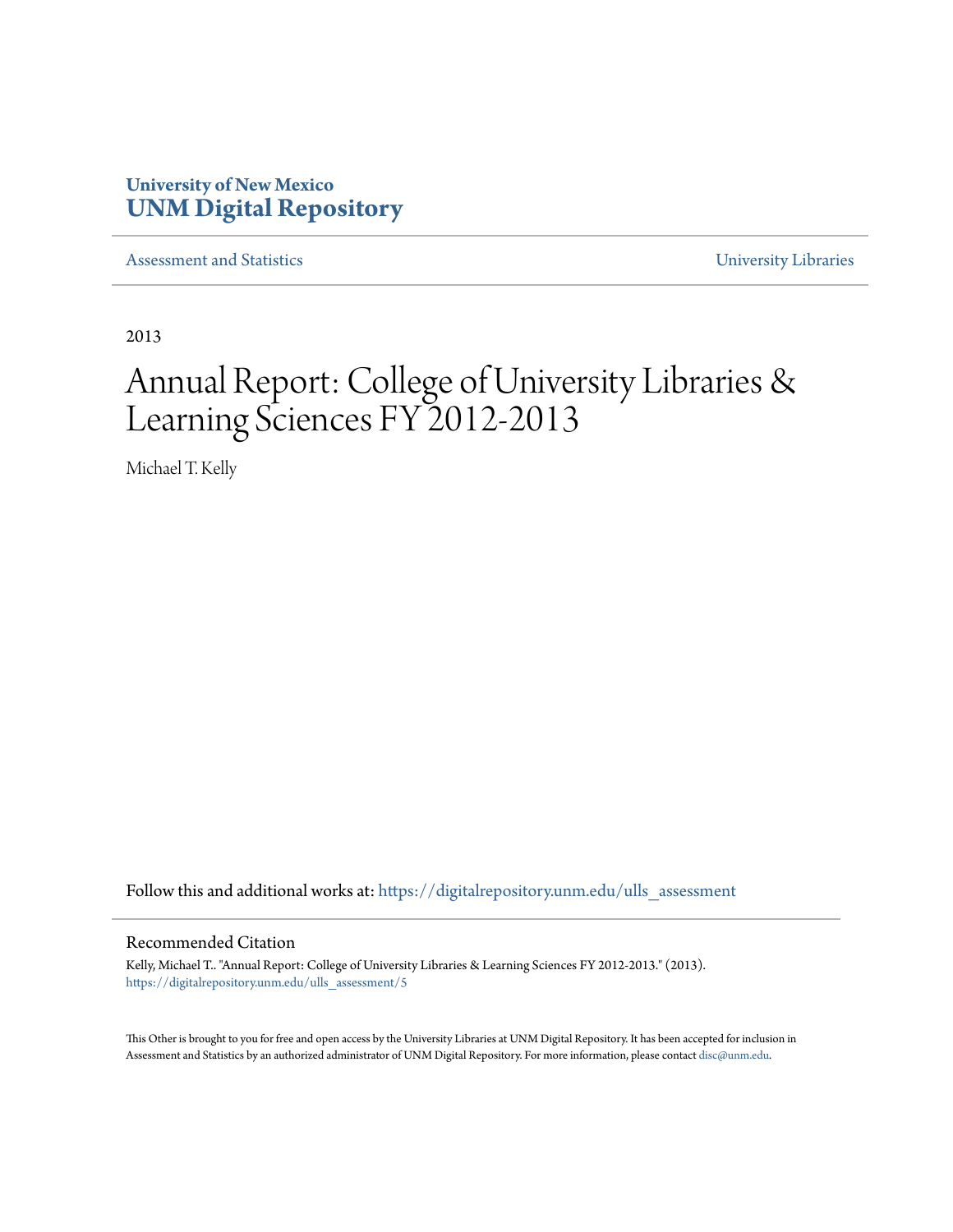University of New Mexico
**UNM Digital Repository**

Assessment and Statistics | University Libraries

2013

# Annual Report: College of University Libraries & Learning Sciences FY 2012-2013

Michael T. Kelly

Follow this and additional works at: https://digitalrepository.unm.edu/ulls_assessment

## Recommended Citation

Kelly, Michael T.. "Annual Report: College of University Libraries & Learning Sciences FY 2012-2013." (2013). https://digitalrepository.unm.edu/ulls_assessment/5

This Other is brought to you for free and open access by the University Libraries at UNM Digital Repository. It has been accepted for inclusion in Assessment and Statistics by an authorized administrator of UNM Digital Repository. For more information, please contact disc@unm.edu.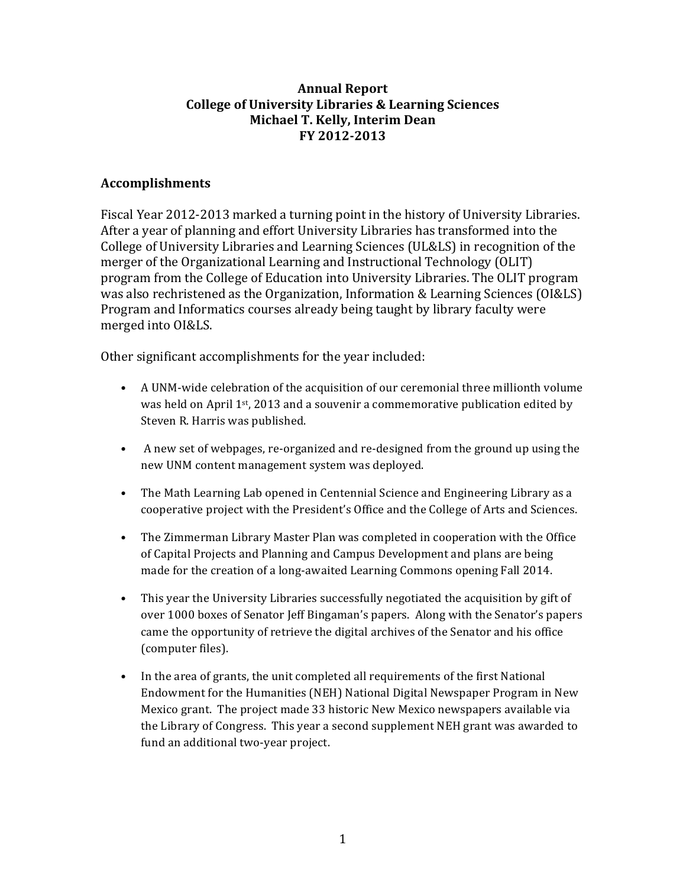**Annual Report**
**College of University Libraries & Learning Sciences**
**Michael T. Kelly, Interim Dean**
**FY 2012-2013**

## Accomplishments

Fiscal Year 2012-2013 marked a turning point in the history of University Libraries. After a year of planning and effort University Libraries has transformed into the College of University Libraries and Learning Sciences (UL&LS) in recognition of the merger of the Organizational Learning and Instructional Technology (OLIT) program from the College of Education into University Libraries. The OLIT program was also rechristened as the Organization, Information & Learning Sciences (OI&LS) Program and Informatics courses already being taught by library faculty were merged into OI&LS.

Other significant accomplishments for the year included:

- A UNM-wide celebration of the acquisition of our ceremonial three millionth volume was held on April 1st, 2013 and a souvenir a commemorative publication edited by Steven R. Harris was published.

- A new set of webpages, re-organized and re-designed from the ground up using the new UNM content management system was deployed.

- The Math Learning Lab opened in Centennial Science and Engineering Library as a cooperative project with the President's Office and the College of Arts and Sciences.

- The Zimmerman Library Master Plan was completed in cooperation with the Office of Capital Projects and Planning and Campus Development and plans are being made for the creation of a long-awaited Learning Commons opening Fall 2014.

- This year the University Libraries successfully negotiated the acquisition by gift of over 1000 boxes of Senator Jeff Bingaman's papers. Along with the Senator's papers came the opportunity of retrieve the digital archives of the Senator and his office (computer files).

- In the area of grants, the unit completed all requirements of the first National Endowment for the Humanities (NEH) National Digital Newspaper Program in New Mexico grant. The project made 33 historic New Mexico newspapers available via the Library of Congress. This year a second supplement NEH grant was awarded to fund an additional two-year project.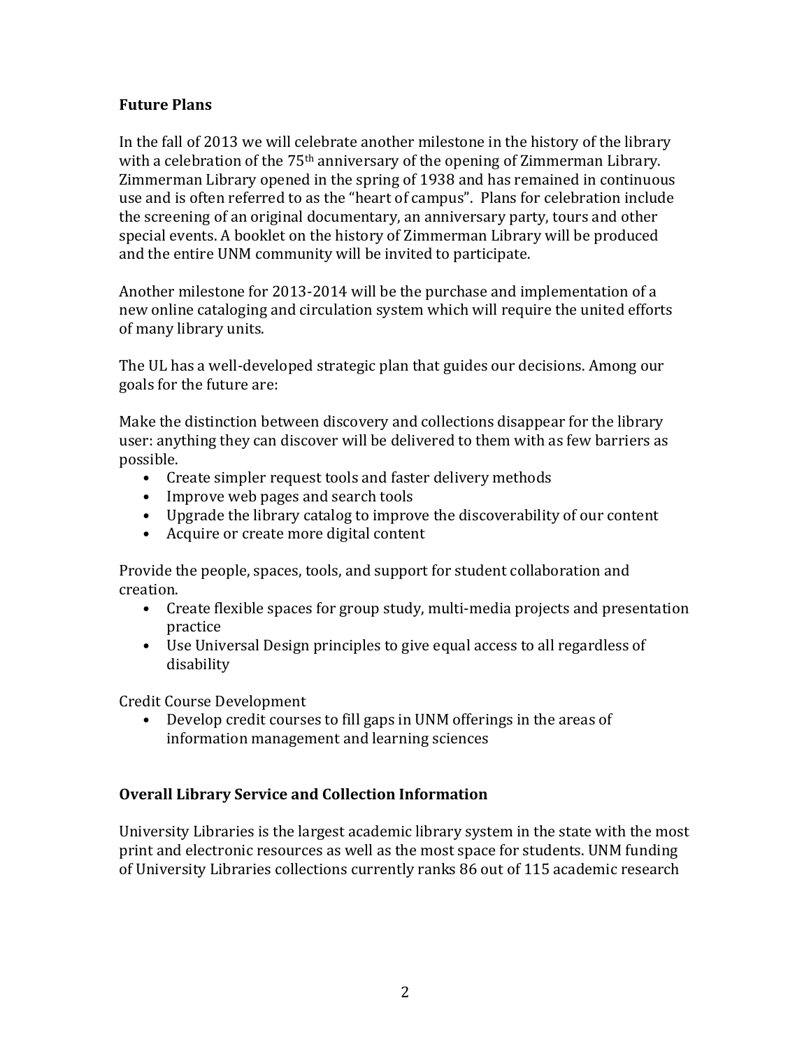## Future Plans

In the fall of 2013 we will celebrate another milestone in the history of the library with a celebration of the 75th anniversary of the opening of Zimmerman Library. Zimmerman Library opened in the spring of 1938 and has remained in continuous use and is often referred to as the "heart of campus". Plans for celebration include the screening of an original documentary, an anniversary party, tours and other special events. A booklet on the history of Zimmerman Library will be produced and the entire UNM community will be invited to participate.

Another milestone for 2013-2014 will be the purchase and implementation of a new online cataloging and circulation system which will require the united efforts of many library units.

The UL has a well-developed strategic plan that guides our decisions. Among our goals for the future are:

Make the distinction between discovery and collections disappear for the library user: anything they can discover will be delivered to them with as few barriers as possible.

- Create simpler request tools and faster delivery methods
- Improve web pages and search tools
- Upgrade the library catalog to improve the discoverability of our content
- Acquire or create more digital content

Provide the people, spaces, tools, and support for student collaboration and creation.

- Create flexible spaces for group study, multi-media projects and presentation practice
- Use Universal Design principles to give equal access to all regardless of disability

Credit Course Development

- Develop credit courses to fill gaps in UNM offerings in the areas of information management and learning sciences

## Overall Library Service and Collection Information

University Libraries is the largest academic library system in the state with the most print and electronic resources as well as the most space for students. UNM funding of University Libraries collections currently ranks 86 out of 115 academic research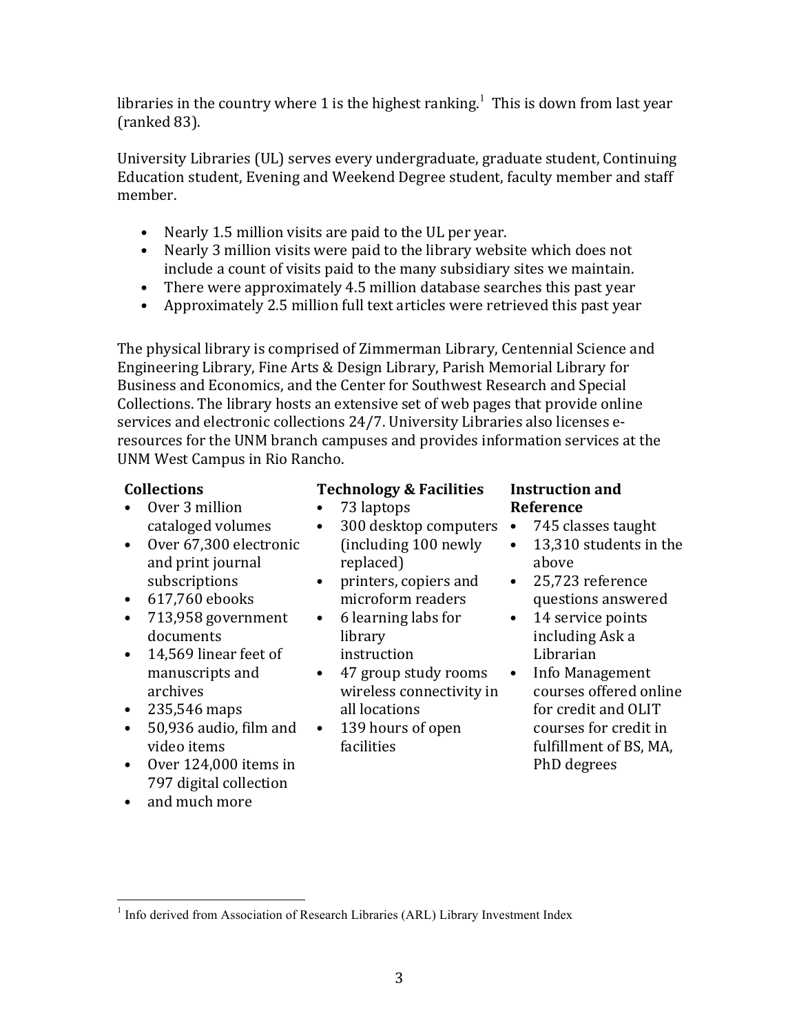libraries in the country where 1 is the highest ranking.[1] This is down from last year (ranked 83).

University Libraries (UL) serves every undergraduate, graduate student, Continuing Education student, Evening and Weekend Degree student, faculty member and staff member.

- Nearly 1.5 million visits are paid to the UL per year.
- Nearly 3 million visits were paid to the library website which does not include a count of visits paid to the many subsidiary sites we maintain.
- There were approximately 4.5 million database searches this past year
- Approximately 2.5 million full text articles were retrieved this past year

The physical library is comprised of Zimmerman Library, Centennial Science and Engineering Library, Fine Arts & Design Library, Parish Memorial Library for Business and Economics, and the Center for Southwest Research and Special Collections. The library hosts an extensive set of web pages that provide online services and electronic collections 24/7. University Libraries also licenses e-resources for the UNM branch campuses and provides information services at the UNM West Campus in Rio Rancho.

**Collections**

- Over 3 million cataloged volumes
- Over 67,300 electronic and print journal subscriptions
- 617,760 ebooks
- 713,958 government documents
- 14,569 linear feet of manuscripts and archives
- 235,546 maps
- 50,936 audio, film and video items
- Over 124,000 items in 797 digital collection
- and much more

**Technology & Facilities**

- 73 laptops
- 300 desktop computers (including 100 newly replaced)
- printers, copiers and microform readers
- 6 learning labs for library instruction
- 47 group study rooms wireless connectivity in all locations
- 139 hours of open facilities

**Instruction and Reference**

- 745 classes taught
- 13,310 students in the above
- 25,723 reference questions answered
- 14 service points including Ask a Librarian
- Info Management courses offered online for credit and OLIT courses for credit in fulfillment of BS, MA, PhD degrees

[1] Info derived from Association of Research Libraries (ARL) Library Investment Index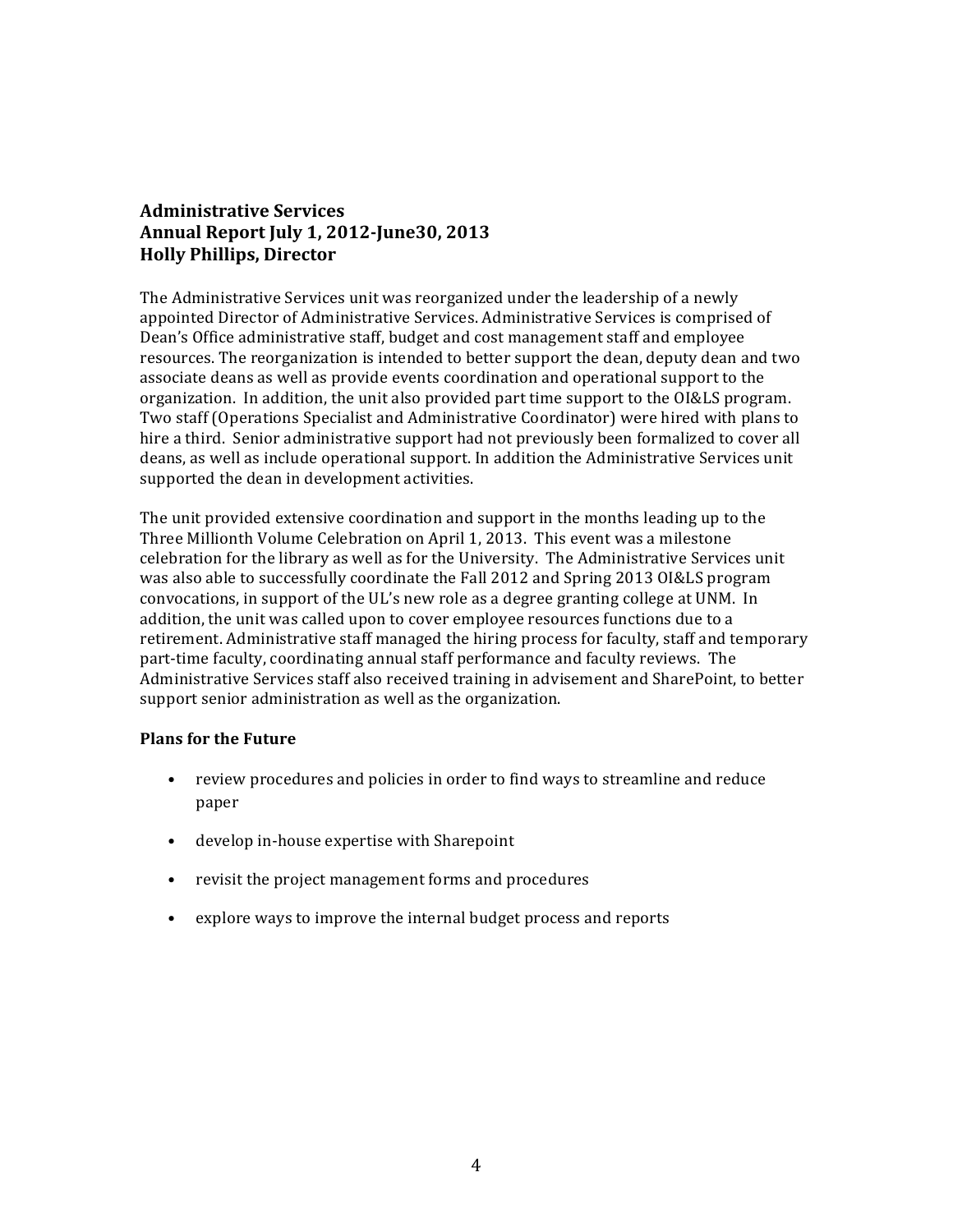## Administrative Services
## Annual Report July 1, 2012-June30, 2013
## Holly Phillips, Director

The Administrative Services unit was reorganized under the leadership of a newly appointed Director of Administrative Services. Administrative Services is comprised of Dean's Office administrative staff, budget and cost management staff and employee resources. The reorganization is intended to better support the dean, deputy dean and two associate deans as well as provide events coordination and operational support to the organization. In addition, the unit also provided part time support to the OI&LS program. Two staff (Operations Specialist and Administrative Coordinator) were hired with plans to hire a third. Senior administrative support had not previously been formalized to cover all deans, as well as include operational support. In addition the Administrative Services unit supported the dean in development activities.

The unit provided extensive coordination and support in the months leading up to the Three Millionth Volume Celebration on April 1, 2013. This event was a milestone celebration for the library as well as for the University. The Administrative Services unit was also able to successfully coordinate the Fall 2012 and Spring 2013 OI&LS program convocations, in support of the UL's new role as a degree granting college at UNM. In addition, the unit was called upon to cover employee resources functions due to a retirement. Administrative staff managed the hiring process for faculty, staff and temporary part-time faculty, coordinating annual staff performance and faculty reviews. The Administrative Services staff also received training in advisement and SharePoint, to better support senior administration as well as the organization.

**Plans for the Future**

- review procedures and policies in order to find ways to streamline and reduce paper
- develop in-house expertise with Sharepoint
- revisit the project management forms and procedures
- explore ways to improve the internal budget process and reports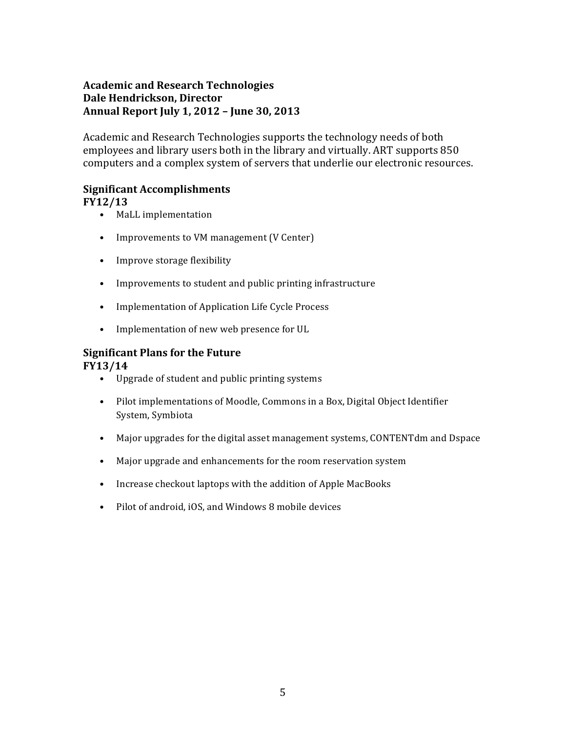**Academic and Research Technologies**
**Dale Hendrickson, Director**
**Annual Report July 1, 2012 – June 30, 2013**

Academic and Research Technologies supports the technology needs of both employees and library users both in the library and virtually. ART supports 850 computers and a complex system of servers that underlie our electronic resources.

## Significant Accomplishments

**FY12/13**

- MaLL implementation
- Improvements to VM management (V Center)
- Improve storage flexibility
- Improvements to student and public printing infrastructure
- Implementation of Application Life Cycle Process
- Implementation of new web presence for UL

## Significant Plans for the Future

**FY13/14**

- Upgrade of student and public printing systems
- Pilot implementations of Moodle, Commons in a Box, Digital Object Identifier System, Symbiota
- Major upgrades for the digital asset management systems, CONTENTdm and Dspace
- Major upgrade and enhancements for the room reservation system
- Increase checkout laptops with the addition of Apple MacBooks
- Pilot of android, iOS, and Windows 8 mobile devices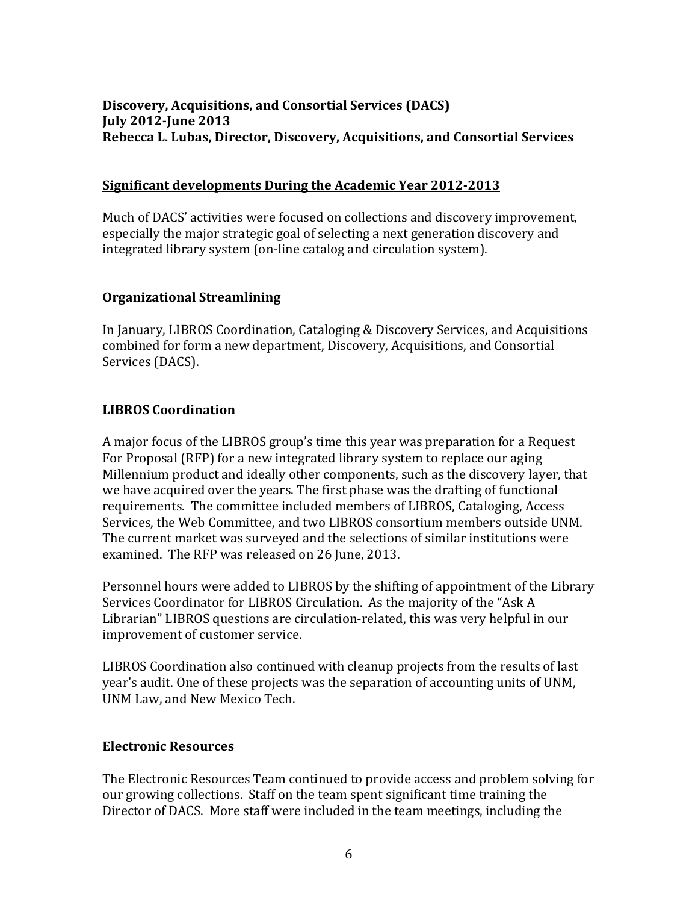**Discovery, Acquisitions, and Consortial Services (DACS)**
**July 2012-June 2013**
**Rebecca L. Lubas, Director, Discovery, Acquisitions, and Consortial Services**

## Significant developments During the Academic Year 2012-2013

Much of DACS' activities were focused on collections and discovery improvement, especially the major strategic goal of selecting a next generation discovery and integrated library system (on-line catalog and circulation system).

### Organizational Streamlining

In January, LIBROS Coordination, Cataloging & Discovery Services, and Acquisitions combined for form a new department, Discovery, Acquisitions, and Consortial Services (DACS).

### LIBROS Coordination

A major focus of the LIBROS group's time this year was preparation for a Request For Proposal (RFP) for a new integrated library system to replace our aging Millennium product and ideally other components, such as the discovery layer, that we have acquired over the years. The first phase was the drafting of functional requirements. The committee included members of LIBROS, Cataloging, Access Services, the Web Committee, and two LIBROS consortium members outside UNM. The current market was surveyed and the selections of similar institutions were examined. The RFP was released on 26 June, 2013.

Personnel hours were added to LIBROS by the shifting of appointment of the Library Services Coordinator for LIBROS Circulation. As the majority of the "Ask A Librarian" LIBROS questions are circulation-related, this was very helpful in our improvement of customer service.

LIBROS Coordination also continued with cleanup projects from the results of last year's audit. One of these projects was the separation of accounting units of UNM, UNM Law, and New Mexico Tech.

### Electronic Resources

The Electronic Resources Team continued to provide access and problem solving for our growing collections. Staff on the team spent significant time training the Director of DACS. More staff were included in the team meetings, including the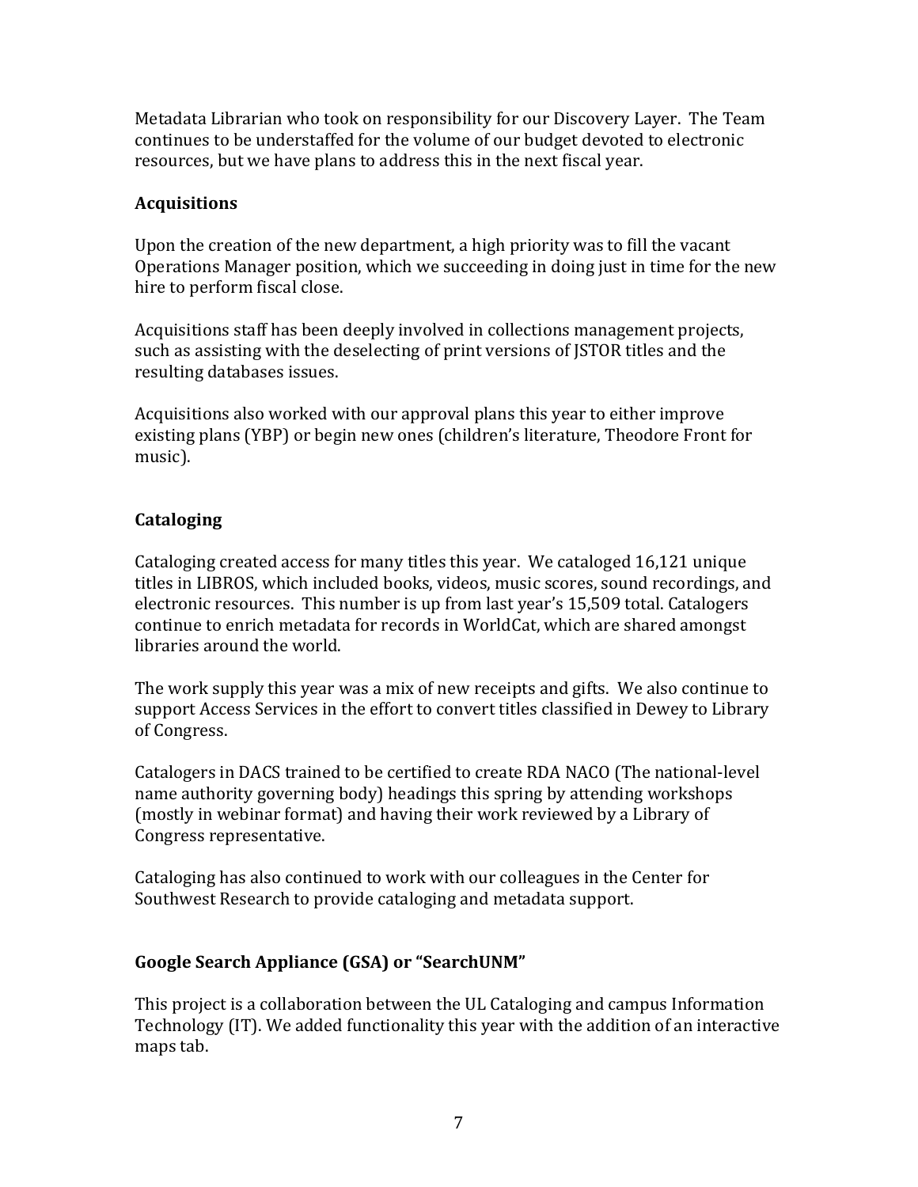Metadata Librarian who took on responsibility for our Discovery Layer. The Team continues to be understaffed for the volume of our budget devoted to electronic resources, but we have plans to address this in the next fiscal year.

### Acquisitions

Upon the creation of the new department, a high priority was to fill the vacant Operations Manager position, which we succeeding in doing just in time for the new hire to perform fiscal close.

Acquisitions staff has been deeply involved in collections management projects, such as assisting with the deselecting of print versions of JSTOR titles and the resulting databases issues.

Acquisitions also worked with our approval plans this year to either improve existing plans (YBP) or begin new ones (children's literature, Theodore Front for music).

### Cataloging

Cataloging created access for many titles this year. We cataloged 16,121 unique titles in LIBROS, which included books, videos, music scores, sound recordings, and electronic resources. This number is up from last year's 15,509 total. Catalogers continue to enrich metadata for records in WorldCat, which are shared amongst libraries around the world.

The work supply this year was a mix of new receipts and gifts. We also continue to support Access Services in the effort to convert titles classified in Dewey to Library of Congress.

Catalogers in DACS trained to be certified to create RDA NACO (The national-level name authority governing body) headings this spring by attending workshops (mostly in webinar format) and having their work reviewed by a Library of Congress representative.

Cataloging has also continued to work with our colleagues in the Center for Southwest Research to provide cataloging and metadata support.

### Google Search Appliance (GSA) or "SearchUNM"

This project is a collaboration between the UL Cataloging and campus Information Technology (IT). We added functionality this year with the addition of an interactive maps tab.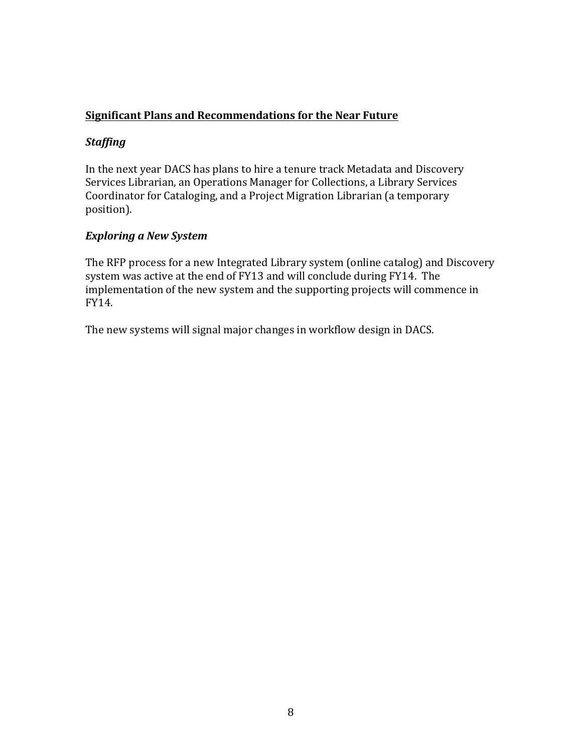## <u>Significant Plans and Recommendations for the Near Future</u>

### ***Staffing***

In the next year DACS has plans to hire a tenure track Metadata and Discovery Services Librarian, an Operations Manager for Collections, a Library Services Coordinator for Cataloging, and a Project Migration Librarian (a temporary position).

### ***Exploring a New System***

The RFP process for a new Integrated Library system (online catalog) and Discovery system was active at the end of FY13 and will conclude during FY14. The implementation of the new system and the supporting projects will commence in FY14.

The new systems will signal major changes in workflow design in DACS.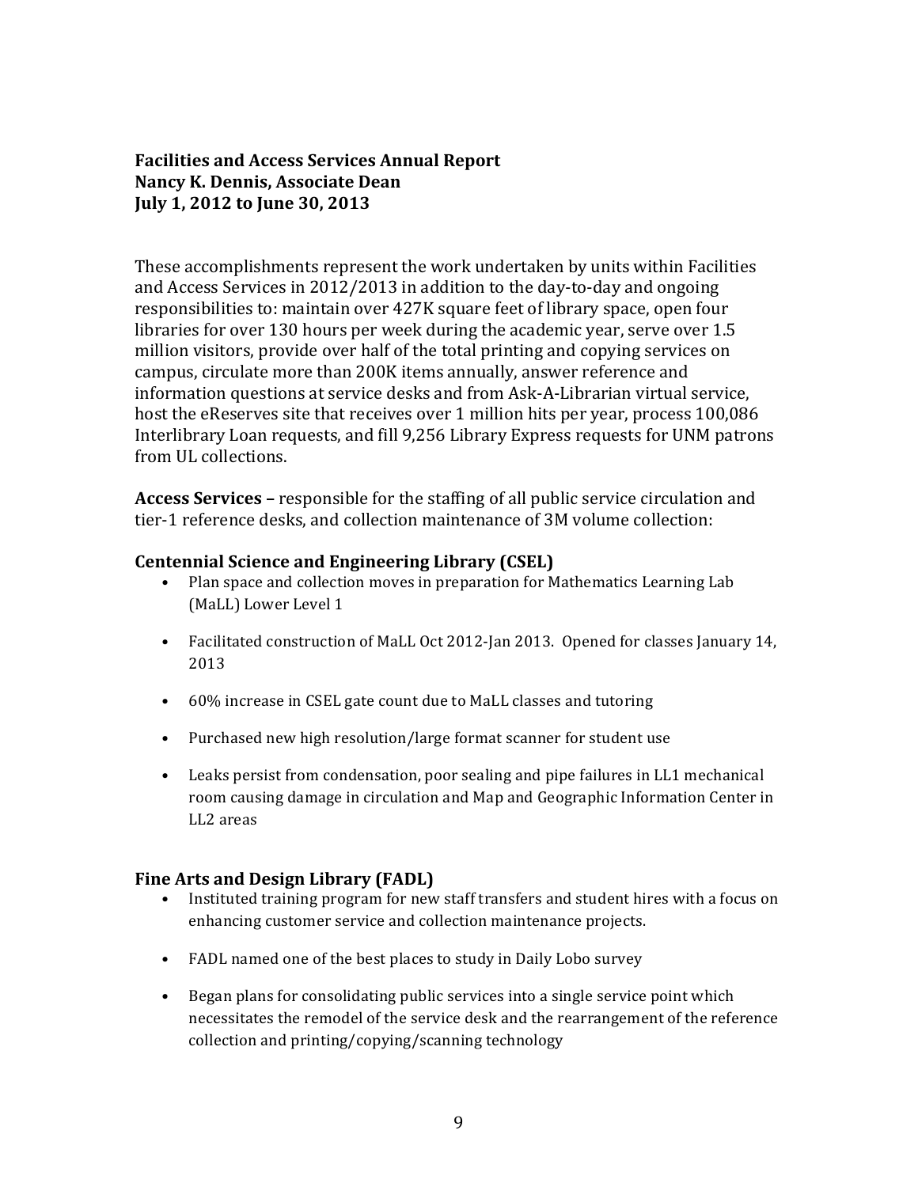**Facilities and Access Services Annual Report**
**Nancy K. Dennis, Associate Dean**
**July 1, 2012 to June 30, 2013**

These accomplishments represent the work undertaken by units within Facilities and Access Services in 2012/2013 in addition to the day-to-day and ongoing responsibilities to: maintain over 427K square feet of library space, open four libraries for over 130 hours per week during the academic year, serve over 1.5 million visitors, provide over half of the total printing and copying services on campus, circulate more than 200K items annually, answer reference and information questions at service desks and from Ask-A-Librarian virtual service, host the eReserves site that receives over 1 million hits per year, process 100,086 Interlibrary Loan requests, and fill 9,256 Library Express requests for UNM patrons from UL collections.

**Access Services –** responsible for the staffing of all public service circulation and tier-1 reference desks, and collection maintenance of 3M volume collection:

### Centennial Science and Engineering Library (CSEL)

- Plan space and collection moves in preparation for Mathematics Learning Lab (MaLL) Lower Level 1
- Facilitated construction of MaLL Oct 2012-Jan 2013. Opened for classes January 14, 2013
- 60% increase in CSEL gate count due to MaLL classes and tutoring
- Purchased new high resolution/large format scanner for student use
- Leaks persist from condensation, poor sealing and pipe failures in LL1 mechanical room causing damage in circulation and Map and Geographic Information Center in LL2 areas

### Fine Arts and Design Library (FADL)

- Instituted training program for new staff transfers and student hires with a focus on enhancing customer service and collection maintenance projects.
- FADL named one of the best places to study in Daily Lobo survey
- Began plans for consolidating public services into a single service point which necessitates the remodel of the service desk and the rearrangement of the reference collection and printing/copying/scanning technology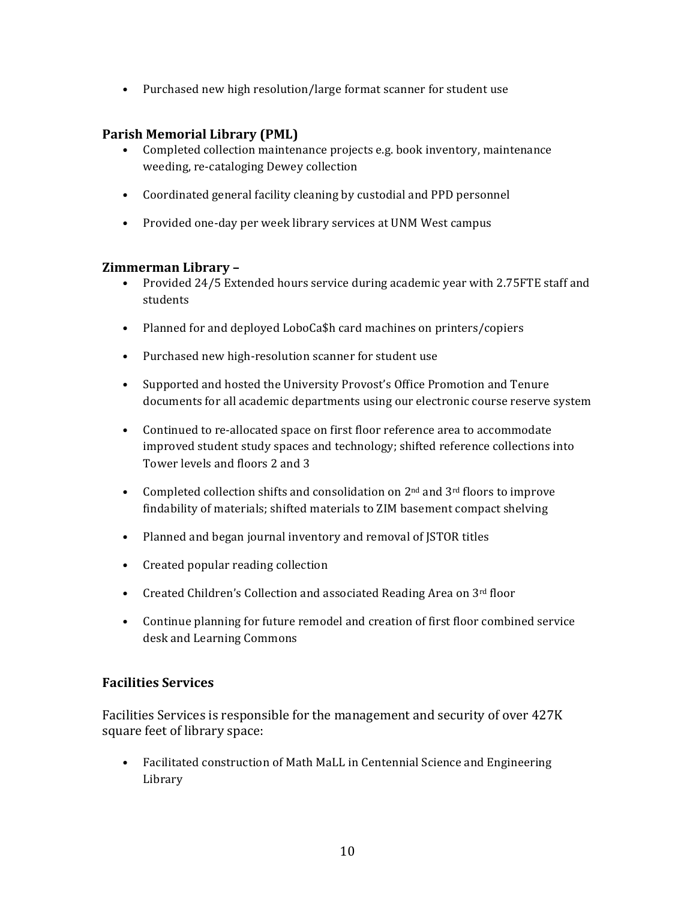- Purchased new high resolution/large format scanner for student use

### Parish Memorial Library (PML)

- Completed collection maintenance projects e.g. book inventory, maintenance weeding, re-cataloging Dewey collection
- Coordinated general facility cleaning by custodial and PPD personnel
- Provided one-day per week library services at UNM West campus

### Zimmerman Library –

- Provided 24/5 Extended hours service during academic year with 2.75FTE staff and students
- Planned for and deployed LoboCa$h card machines on printers/copiers
- Purchased new high-resolution scanner for student use
- Supported and hosted the University Provost's Office Promotion and Tenure documents for all academic departments using our electronic course reserve system
- Continued to re-allocated space on first floor reference area to accommodate improved student study spaces and technology; shifted reference collections into Tower levels and floors 2 and 3
- Completed collection shifts and consolidation on 2nd and 3rd floors to improve findability of materials; shifted materials to ZIM basement compact shelving
- Planned and began journal inventory and removal of JSTOR titles
- Created popular reading collection
- Created Children's Collection and associated Reading Area on 3rd floor
- Continue planning for future remodel and creation of first floor combined service desk and Learning Commons

## Facilities Services

Facilities Services is responsible for the management and security of over 427K square feet of library space:

- Facilitated construction of Math MaLL in Centennial Science and Engineering Library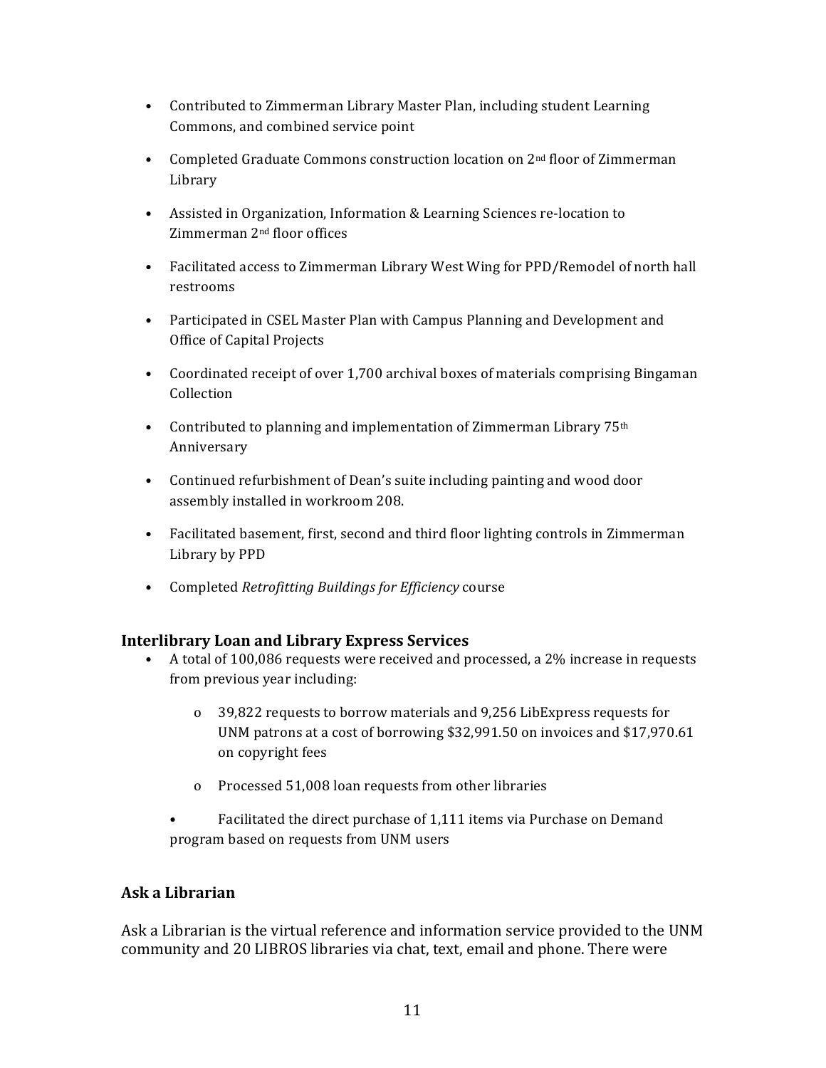- Contributed to Zimmerman Library Master Plan, including student Learning Commons, and combined service point
- Completed Graduate Commons construction location on 2nd floor of Zimmerman Library
- Assisted in Organization, Information & Learning Sciences re-location to Zimmerman 2nd floor offices
- Facilitated access to Zimmerman Library West Wing for PPD/Remodel of north hall restrooms
- Participated in CSEL Master Plan with Campus Planning and Development and Office of Capital Projects
- Coordinated receipt of over 1,700 archival boxes of materials comprising Bingaman Collection
- Contributed to planning and implementation of Zimmerman Library 75th Anniversary
- Continued refurbishment of Dean's suite including painting and wood door assembly installed in workroom 208.
- Facilitated basement, first, second and third floor lighting controls in Zimmerman Library by PPD
- Completed *Retrofitting Buildings for Efficiency* course

### Interlibrary Loan and Library Express Services

- A total of 100,086 requests were received and processed, a 2% increase in requests from previous year including:
    - 39,822 requests to borrow materials and 9,256 LibExpress requests for UNM patrons at a cost of borrowing $32,991.50 on invoices and $17,970.61 on copyright fees
    - Processed 51,008 loan requests from other libraries
- Facilitated the direct purchase of 1,111 items via Purchase on Demand program based on requests from UNM users

### Ask a Librarian

Ask a Librarian is the virtual reference and information service provided to the UNM community and 20 LIBROS libraries via chat, text, email and phone. There were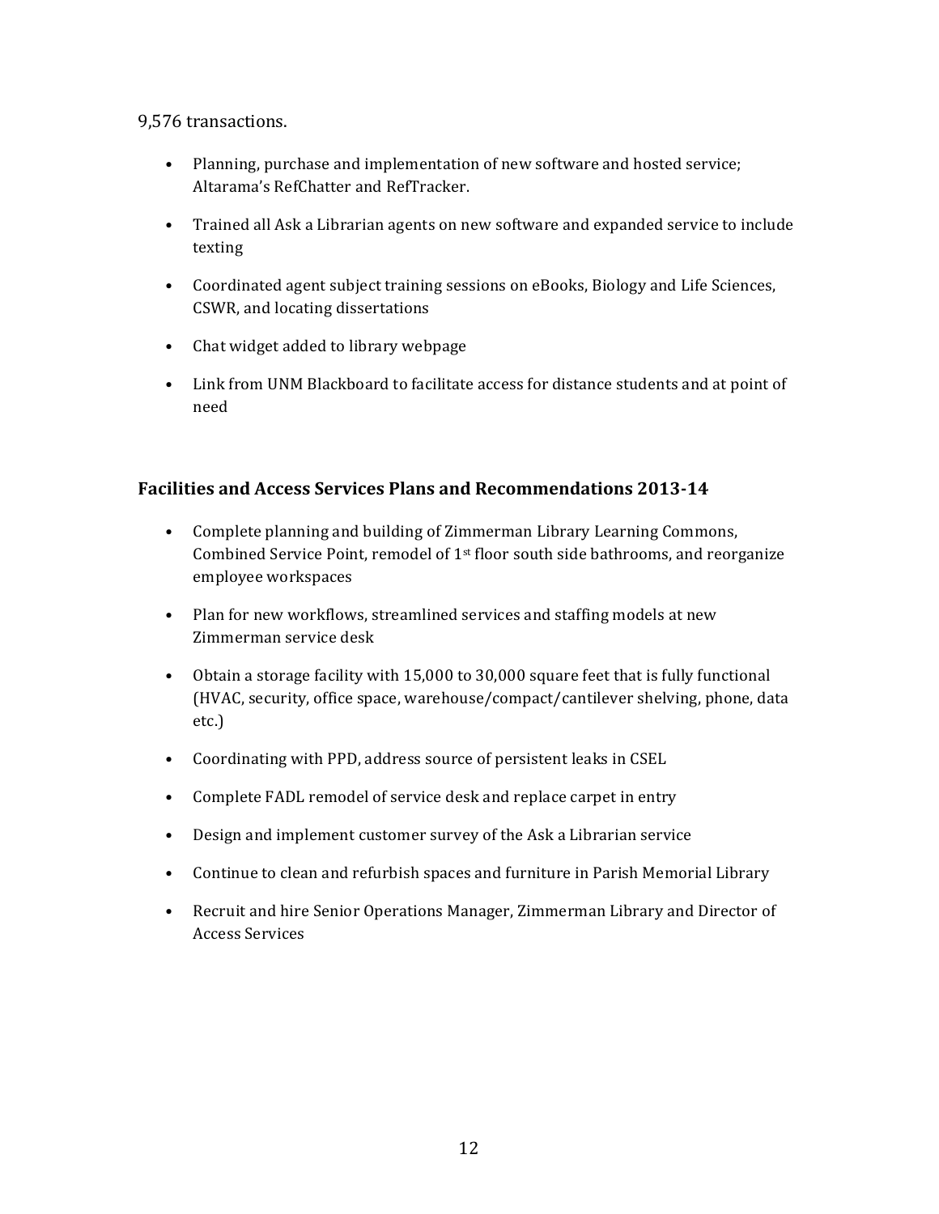9,576 transactions.

- Planning, purchase and implementation of new software and hosted service; Altarama's RefChatter and RefTracker.
- Trained all Ask a Librarian agents on new software and expanded service to include texting
- Coordinated agent subject training sessions on eBooks, Biology and Life Sciences, CSWR, and locating dissertations
- Chat widget added to library webpage
- Link from UNM Blackboard to facilitate access for distance students and at point of need

### Facilities and Access Services Plans and Recommendations 2013-14

- Complete planning and building of Zimmerman Library Learning Commons, Combined Service Point, remodel of 1st floor south side bathrooms, and reorganize employee workspaces
- Plan for new workflows, streamlined services and staffing models at new Zimmerman service desk
- Obtain a storage facility with 15,000 to 30,000 square feet that is fully functional (HVAC, security, office space, warehouse/compact/cantilever shelving, phone, data etc.)
- Coordinating with PPD, address source of persistent leaks in CSEL
- Complete FADL remodel of service desk and replace carpet in entry
- Design and implement customer survey of the Ask a Librarian service
- Continue to clean and refurbish spaces and furniture in Parish Memorial Library
- Recruit and hire Senior Operations Manager, Zimmerman Library and Director of Access Services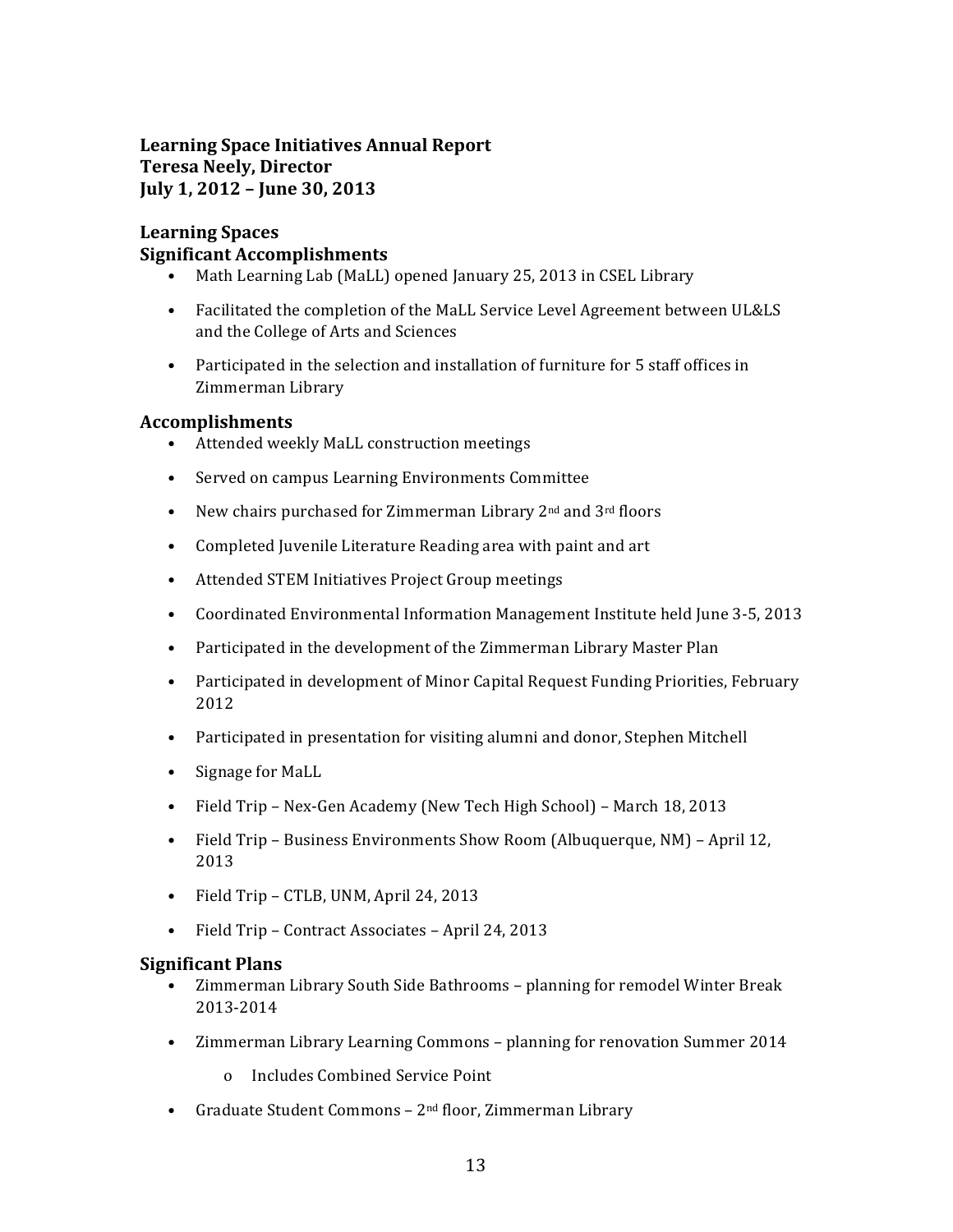**Learning Space Initiatives Annual Report**
**Teresa Neely, Director**
**July 1, 2012 – June 30, 2013**

## Learning Spaces

### Significant Accomplishments

- Math Learning Lab (MaLL) opened January 25, 2013 in CSEL Library
- Facilitated the completion of the MaLL Service Level Agreement between UL&LS and the College of Arts and Sciences
- Participated in the selection and installation of furniture for 5 staff offices in Zimmerman Library

### Accomplishments

- Attended weekly MaLL construction meetings
- Served on campus Learning Environments Committee
- New chairs purchased for Zimmerman Library 2nd and 3rd floors
- Completed Juvenile Literature Reading area with paint and art
- Attended STEM Initiatives Project Group meetings
- Coordinated Environmental Information Management Institute held June 3-5, 2013
- Participated in the development of the Zimmerman Library Master Plan
- Participated in development of Minor Capital Request Funding Priorities, February 2012
- Participated in presentation for visiting alumni and donor, Stephen Mitchell
- Signage for MaLL
- Field Trip – Nex-Gen Academy (New Tech High School) – March 18, 2013
- Field Trip – Business Environments Show Room (Albuquerque, NM) – April 12, 2013
- Field Trip – CTLB, UNM, April 24, 2013
- Field Trip – Contract Associates – April 24, 2013

### Significant Plans

- Zimmerman Library South Side Bathrooms – planning for remodel Winter Break 2013-2014
- Zimmerman Library Learning Commons – planning for renovation Summer 2014
    - Includes Combined Service Point
- Graduate Student Commons – 2nd floor, Zimmerman Library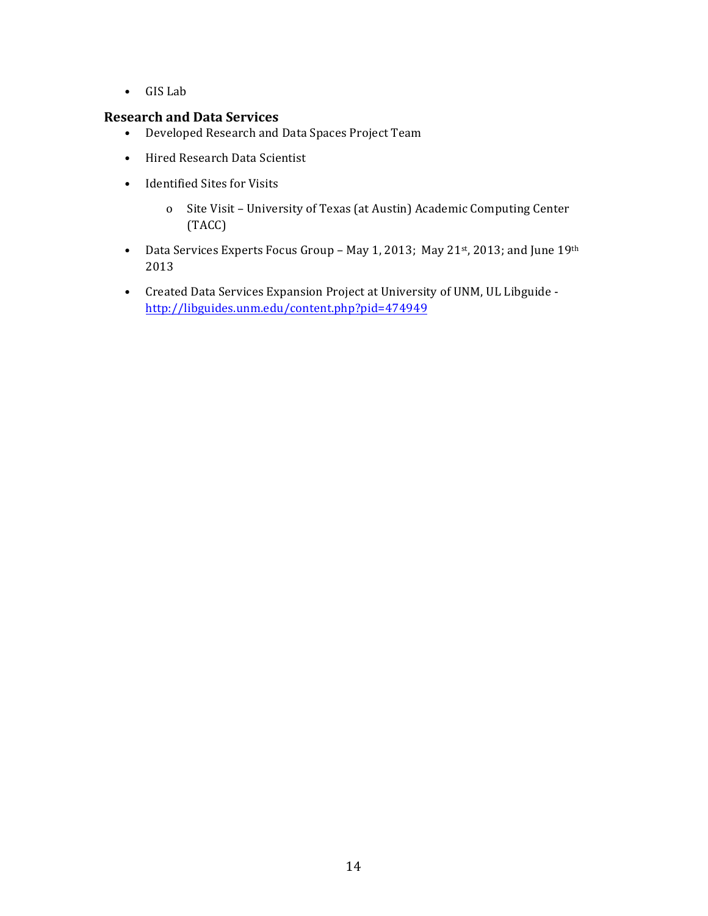- GIS Lab

### Research and Data Services

- Developed Research and Data Spaces Project Team
- Hired Research Data Scientist
- Identified Sites for Visits
    - Site Visit – University of Texas (at Austin) Academic Computing Center (TACC)
- Data Services Experts Focus Group – May 1, 2013; May 21st, 2013; and June 19th 2013
- Created Data Services Expansion Project at University of UNM, UL Libguide - http://libguides.unm.edu/content.php?pid=474949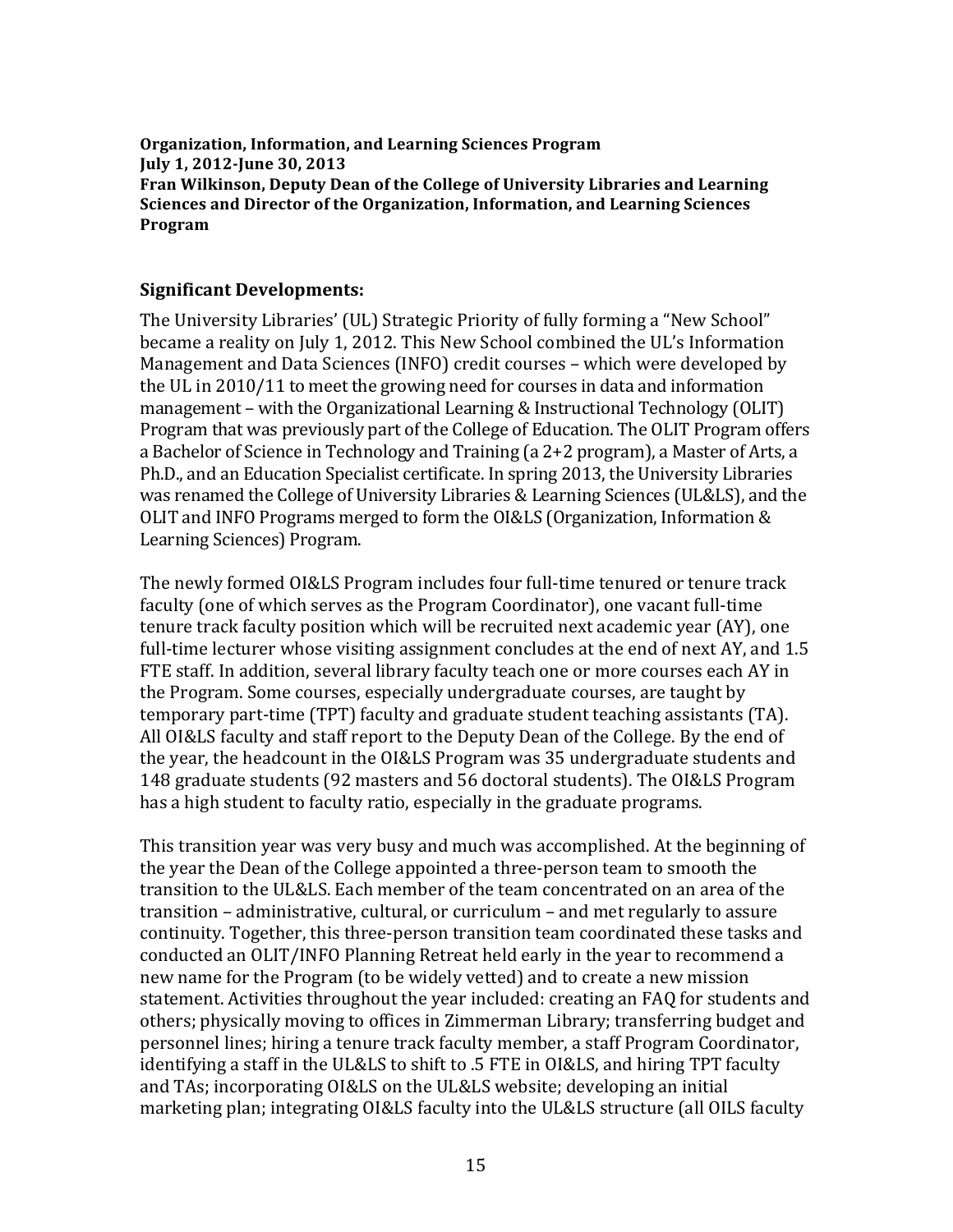**Organization, Information, and Learning Sciences Program**
**July 1, 2012-June 30, 2013**
**Fran Wilkinson, Deputy Dean of the College of University Libraries and Learning Sciences and Director of the Organization, Information, and Learning Sciences Program**

## Significant Developments:

The University Libraries' (UL) Strategic Priority of fully forming a "New School" became a reality on July 1, 2012. This New School combined the UL's Information Management and Data Sciences (INFO) credit courses – which were developed by the UL in 2010/11 to meet the growing need for courses in data and information management – with the Organizational Learning & Instructional Technology (OLIT) Program that was previously part of the College of Education. The OLIT Program offers a Bachelor of Science in Technology and Training (a 2+2 program), a Master of Arts, a Ph.D., and an Education Specialist certificate. In spring 2013, the University Libraries was renamed the College of University Libraries & Learning Sciences (UL&LS), and the OLIT and INFO Programs merged to form the OI&LS (Organization, Information & Learning Sciences) Program.

The newly formed OI&LS Program includes four full-time tenured or tenure track faculty (one of which serves as the Program Coordinator), one vacant full-time tenure track faculty position which will be recruited next academic year (AY), one full-time lecturer whose visiting assignment concludes at the end of next AY, and 1.5 FTE staff. In addition, several library faculty teach one or more courses each AY in the Program. Some courses, especially undergraduate courses, are taught by temporary part-time (TPT) faculty and graduate student teaching assistants (TA). All OI&LS faculty and staff report to the Deputy Dean of the College. By the end of the year, the headcount in the OI&LS Program was 35 undergraduate students and 148 graduate students (92 masters and 56 doctoral students). The OI&LS Program has a high student to faculty ratio, especially in the graduate programs.

This transition year was very busy and much was accomplished. At the beginning of the year the Dean of the College appointed a three-person team to smooth the transition to the UL&LS. Each member of the team concentrated on an area of the transition – administrative, cultural, or curriculum – and met regularly to assure continuity. Together, this three-person transition team coordinated these tasks and conducted an OLIT/INFO Planning Retreat held early in the year to recommend a new name for the Program (to be widely vetted) and to create a new mission statement. Activities throughout the year included: creating an FAQ for students and others; physically moving to offices in Zimmerman Library; transferring budget and personnel lines; hiring a tenure track faculty member, a staff Program Coordinator, identifying a staff in the UL&LS to shift to .5 FTE in OI&LS, and hiring TPT faculty and TAs; incorporating OI&LS on the UL&LS website; developing an initial marketing plan; integrating OI&LS faculty into the UL&LS structure (all OILS faculty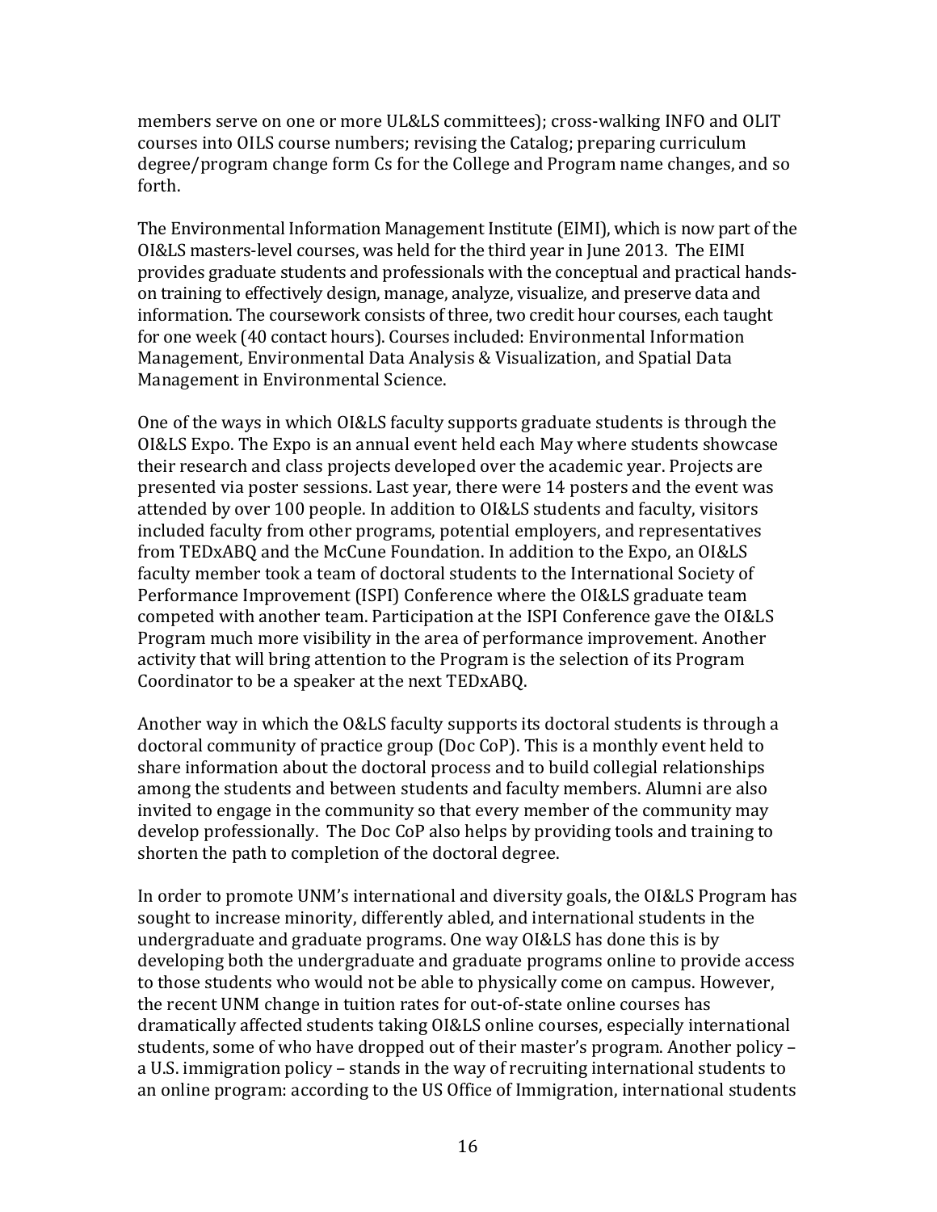members serve on one or more UL&LS committees); cross-walking INFO and OLIT courses into OILS course numbers; revising the Catalog; preparing curriculum degree/program change form Cs for the College and Program name changes, and so forth.

The Environmental Information Management Institute (EIMI), which is now part of the OI&LS masters-level courses, was held for the third year in June 2013. The EIMI provides graduate students and professionals with the conceptual and practical hands-on training to effectively design, manage, analyze, visualize, and preserve data and information. The coursework consists of three, two credit hour courses, each taught for one week (40 contact hours). Courses included: Environmental Information Management, Environmental Data Analysis & Visualization, and Spatial Data Management in Environmental Science.

One of the ways in which OI&LS faculty supports graduate students is through the OI&LS Expo. The Expo is an annual event held each May where students showcase their research and class projects developed over the academic year. Projects are presented via poster sessions. Last year, there were 14 posters and the event was attended by over 100 people. In addition to OI&LS students and faculty, visitors included faculty from other programs, potential employers, and representatives from TEDxABQ and the McCune Foundation. In addition to the Expo, an OI&LS faculty member took a team of doctoral students to the International Society of Performance Improvement (ISPI) Conference where the OI&LS graduate team competed with another team. Participation at the ISPI Conference gave the OI&LS Program much more visibility in the area of performance improvement. Another activity that will bring attention to the Program is the selection of its Program Coordinator to be a speaker at the next TEDxABQ.

Another way in which the O&LS faculty supports its doctoral students is through a doctoral community of practice group (Doc CoP). This is a monthly event held to share information about the doctoral process and to build collegial relationships among the students and between students and faculty members. Alumni are also invited to engage in the community so that every member of the community may develop professionally. The Doc CoP also helps by providing tools and training to shorten the path to completion of the doctoral degree.

In order to promote UNM's international and diversity goals, the OI&LS Program has sought to increase minority, differently abled, and international students in the undergraduate and graduate programs. One way OI&LS has done this is by developing both the undergraduate and graduate programs online to provide access to those students who would not be able to physically come on campus. However, the recent UNM change in tuition rates for out-of-state online courses has dramatically affected students taking OI&LS online courses, especially international students, some of who have dropped out of their master's program. Another policy – a U.S. immigration policy – stands in the way of recruiting international students to an online program: according to the US Office of Immigration, international students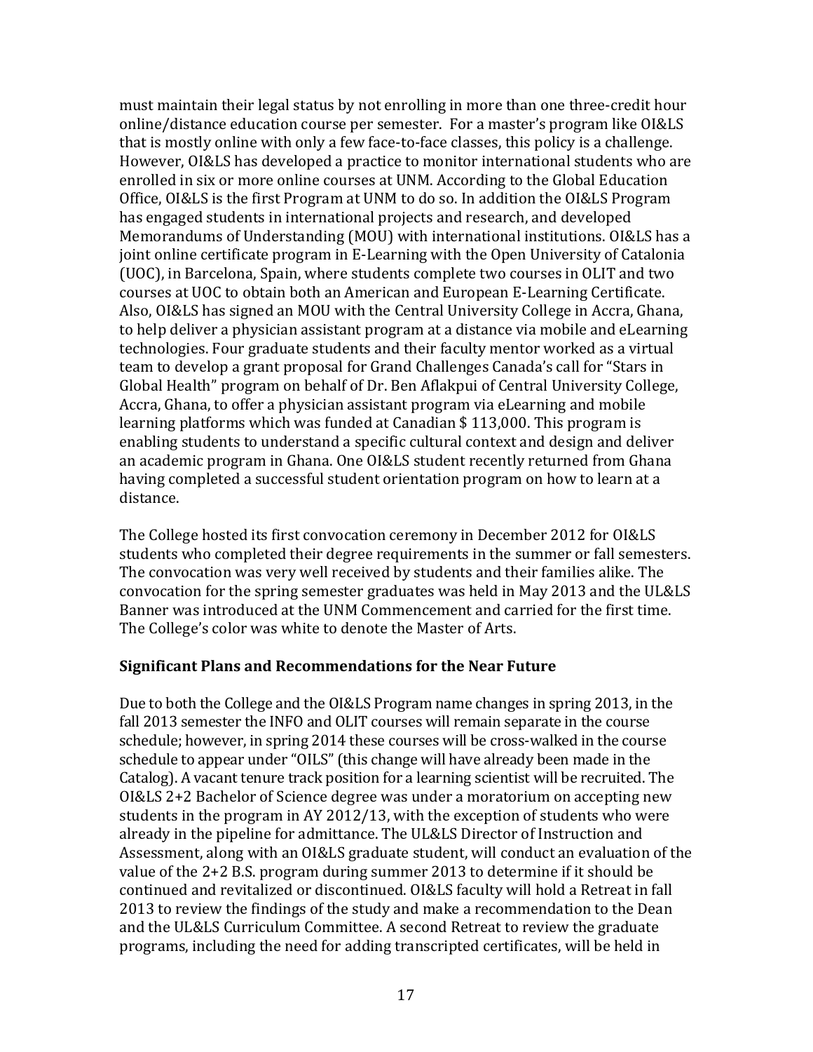must maintain their legal status by not enrolling in more than one three-credit hour online/distance education course per semester. For a master's program like OI&LS that is mostly online with only a few face-to-face classes, this policy is a challenge. However, OI&LS has developed a practice to monitor international students who are enrolled in six or more online courses at UNM. According to the Global Education Office, OI&LS is the first Program at UNM to do so. In addition the OI&LS Program has engaged students in international projects and research, and developed Memorandums of Understanding (MOU) with international institutions. OI&LS has a joint online certificate program in E-Learning with the Open University of Catalonia (UOC), in Barcelona, Spain, where students complete two courses in OLIT and two courses at UOC to obtain both an American and European E-Learning Certificate. Also, OI&LS has signed an MOU with the Central University College in Accra, Ghana, to help deliver a physician assistant program at a distance via mobile and eLearning technologies. Four graduate students and their faculty mentor worked as a virtual team to develop a grant proposal for Grand Challenges Canada's call for "Stars in Global Health" program on behalf of Dr. Ben Aflakpui of Central University College, Accra, Ghana, to offer a physician assistant program via eLearning and mobile learning platforms which was funded at Canadian $ 113,000. This program is enabling students to understand a specific cultural context and design and deliver an academic program in Ghana. One OI&LS student recently returned from Ghana having completed a successful student orientation program on how to learn at a distance.

The College hosted its first convocation ceremony in December 2012 for OI&LS students who completed their degree requirements in the summer or fall semesters. The convocation was very well received by students and their families alike. The convocation for the spring semester graduates was held in May 2013 and the UL&LS Banner was introduced at the UNM Commencement and carried for the first time. The College's color was white to denote the Master of Arts.

### Significant Plans and Recommendations for the Near Future

Due to both the College and the OI&LS Program name changes in spring 2013, in the fall 2013 semester the INFO and OLIT courses will remain separate in the course schedule; however, in spring 2014 these courses will be cross-walked in the course schedule to appear under "OILS" (this change will have already been made in the Catalog). A vacant tenure track position for a learning scientist will be recruited. The OI&LS 2+2 Bachelor of Science degree was under a moratorium on accepting new students in the program in AY 2012/13, with the exception of students who were already in the pipeline for admittance. The UL&LS Director of Instruction and Assessment, along with an OI&LS graduate student, will conduct an evaluation of the value of the 2+2 B.S. program during summer 2013 to determine if it should be continued and revitalized or discontinued. OI&LS faculty will hold a Retreat in fall 2013 to review the findings of the study and make a recommendation to the Dean and the UL&LS Curriculum Committee. A second Retreat to review the graduate programs, including the need for adding transcripted certificates, will be held in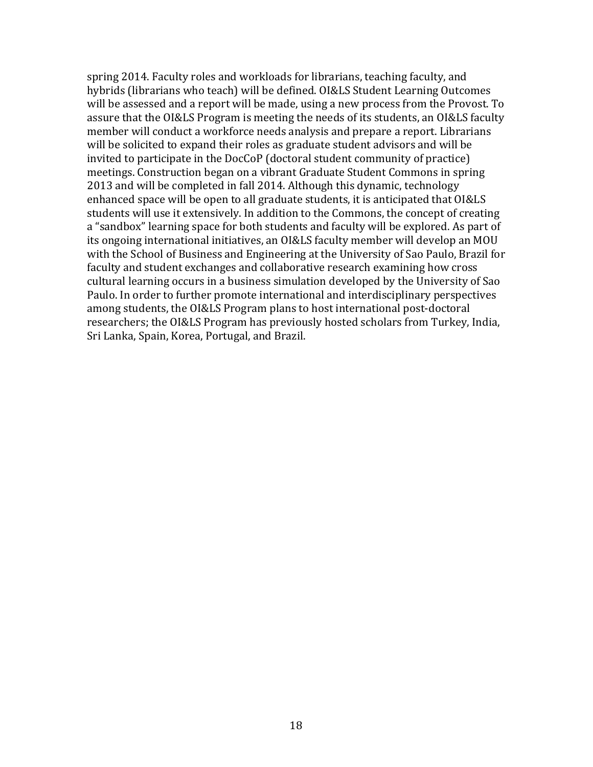spring 2014. Faculty roles and workloads for librarians, teaching faculty, and hybrids (librarians who teach) will be defined. OI&LS Student Learning Outcomes will be assessed and a report will be made, using a new process from the Provost. To assure that the OI&LS Program is meeting the needs of its students, an OI&LS faculty member will conduct a workforce needs analysis and prepare a report. Librarians will be solicited to expand their roles as graduate student advisors and will be invited to participate in the DocCoP (doctoral student community of practice) meetings. Construction began on a vibrant Graduate Student Commons in spring 2013 and will be completed in fall 2014. Although this dynamic, technology enhanced space will be open to all graduate students, it is anticipated that OI&LS students will use it extensively. In addition to the Commons, the concept of creating a "sandbox" learning space for both students and faculty will be explored. As part of its ongoing international initiatives, an OI&LS faculty member will develop an MOU with the School of Business and Engineering at the University of Sao Paulo, Brazil for faculty and student exchanges and collaborative research examining how cross cultural learning occurs in a business simulation developed by the University of Sao Paulo. In order to further promote international and interdisciplinary perspectives among students, the OI&LS Program plans to host international post-doctoral researchers; the OI&LS Program has previously hosted scholars from Turkey, India, Sri Lanka, Spain, Korea, Portugal, and Brazil.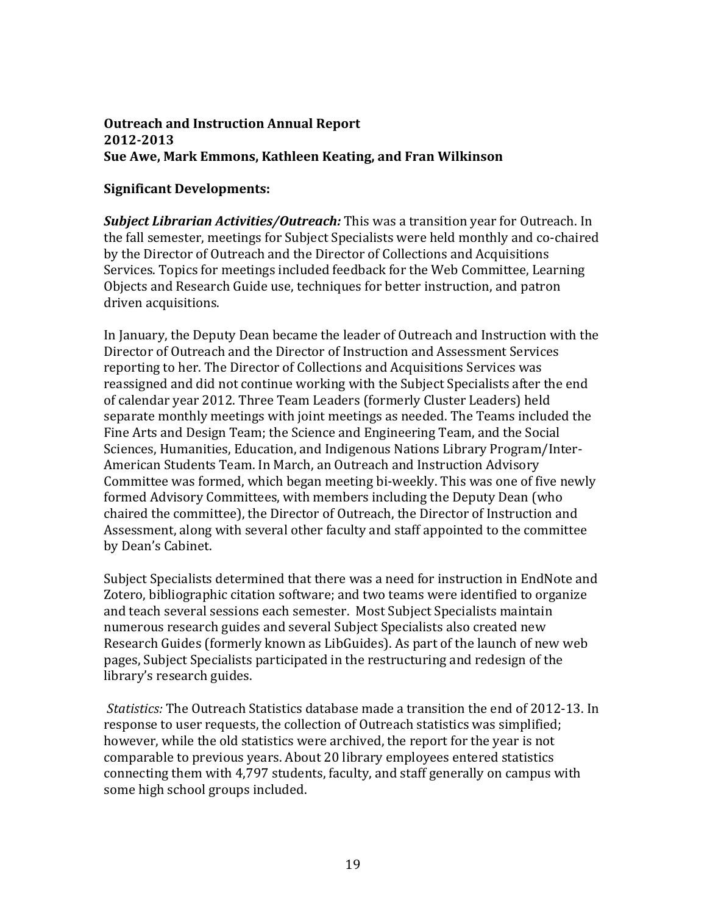**Outreach and Instruction Annual Report**
**2012-2013**
**Sue Awe, Mark Emmons, Kathleen Keating, and Fran Wilkinson**

**Significant Developments:**

***Subject Librarian Activities/Outreach:*** This was a transition year for Outreach. In the fall semester, meetings for Subject Specialists were held monthly and co-chaired by the Director of Outreach and the Director of Collections and Acquisitions Services. Topics for meetings included feedback for the Web Committee, Learning Objects and Research Guide use, techniques for better instruction, and patron driven acquisitions.

In January, the Deputy Dean became the leader of Outreach and Instruction with the Director of Outreach and the Director of Instruction and Assessment Services reporting to her. The Director of Collections and Acquisitions Services was reassigned and did not continue working with the Subject Specialists after the end of calendar year 2012. Three Team Leaders (formerly Cluster Leaders) held separate monthly meetings with joint meetings as needed. The Teams included the Fine Arts and Design Team; the Science and Engineering Team, and the Social Sciences, Humanities, Education, and Indigenous Nations Library Program/Inter-American Students Team. In March, an Outreach and Instruction Advisory Committee was formed, which began meeting bi-weekly. This was one of five newly formed Advisory Committees, with members including the Deputy Dean (who chaired the committee), the Director of Outreach, the Director of Instruction and Assessment, along with several other faculty and staff appointed to the committee by Dean's Cabinet.

Subject Specialists determined that there was a need for instruction in EndNote and Zotero, bibliographic citation software; and two teams were identified to organize and teach several sessions each semester. Most Subject Specialists maintain numerous research guides and several Subject Specialists also created new Research Guides (formerly known as LibGuides). As part of the launch of new web pages, Subject Specialists participated in the restructuring and redesign of the library's research guides.

*Statistics:* The Outreach Statistics database made a transition the end of 2012-13. In response to user requests, the collection of Outreach statistics was simplified; however, while the old statistics were archived, the report for the year is not comparable to previous years. About 20 library employees entered statistics connecting them with 4,797 students, faculty, and staff generally on campus with some high school groups included.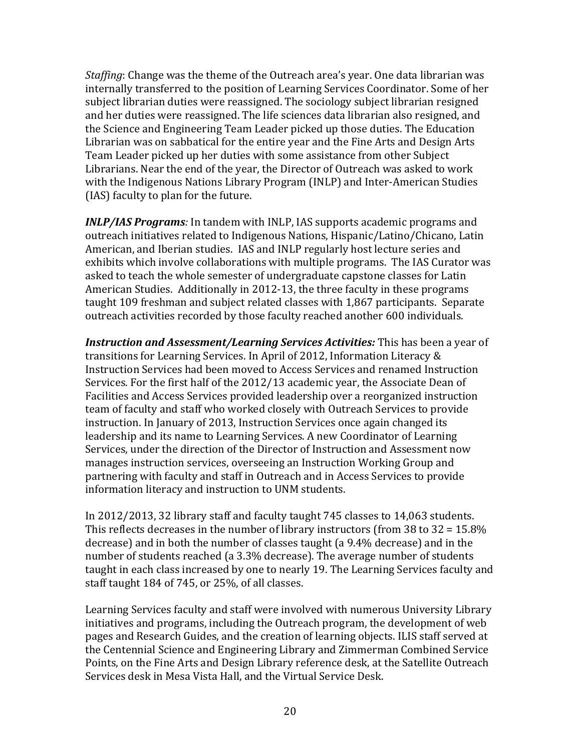*Staffing*: Change was the theme of the Outreach area's year. One data librarian was internally transferred to the position of Learning Services Coordinator. Some of her subject librarian duties were reassigned. The sociology subject librarian resigned and her duties were reassigned. The life sciences data librarian also resigned, and the Science and Engineering Team Leader picked up those duties. The Education Librarian was on sabbatical for the entire year and the Fine Arts and Design Arts Team Leader picked up her duties with some assistance from other Subject Librarians. Near the end of the year, the Director of Outreach was asked to work with the Indigenous Nations Library Program (INLP) and Inter-American Studies (IAS) faculty to plan for the future.

***INLP/IAS Programs**:* In tandem with INLP, IAS supports academic programs and outreach initiatives related to Indigenous Nations, Hispanic/Latino/Chicano, Latin American, and Iberian studies. IAS and INLP regularly host lecture series and exhibits which involve collaborations with multiple programs. The IAS Curator was asked to teach the whole semester of undergraduate capstone classes for Latin American Studies. Additionally in 2012-13, the three faculty in these programs taught 109 freshman and subject related classes with 1,867 participants. Separate outreach activities recorded by those faculty reached another 600 individuals.

***Instruction and Assessment/Learning Services Activities:*** This has been a year of transitions for Learning Services. In April of 2012, Information Literacy & Instruction Services had been moved to Access Services and renamed Instruction Services. For the first half of the 2012/13 academic year, the Associate Dean of Facilities and Access Services provided leadership over a reorganized instruction team of faculty and staff who worked closely with Outreach Services to provide instruction. In January of 2013, Instruction Services once again changed its leadership and its name to Learning Services. A new Coordinator of Learning Services, under the direction of the Director of Instruction and Assessment now manages instruction services, overseeing an Instruction Working Group and partnering with faculty and staff in Outreach and in Access Services to provide information literacy and instruction to UNM students.

In 2012/2013, 32 library staff and faculty taught 745 classes to 14,063 students. This reflects decreases in the number of library instructors (from 38 to 32 = 15.8% decrease) and in both the number of classes taught (a 9.4% decrease) and in the number of students reached (a 3.3% decrease). The average number of students taught in each class increased by one to nearly 19. The Learning Services faculty and staff taught 184 of 745, or 25%, of all classes.

Learning Services faculty and staff were involved with numerous University Library initiatives and programs, including the Outreach program, the development of web pages and Research Guides, and the creation of learning objects. ILIS staff served at the Centennial Science and Engineering Library and Zimmerman Combined Service Points, on the Fine Arts and Design Library reference desk, at the Satellite Outreach Services desk in Mesa Vista Hall, and the Virtual Service Desk.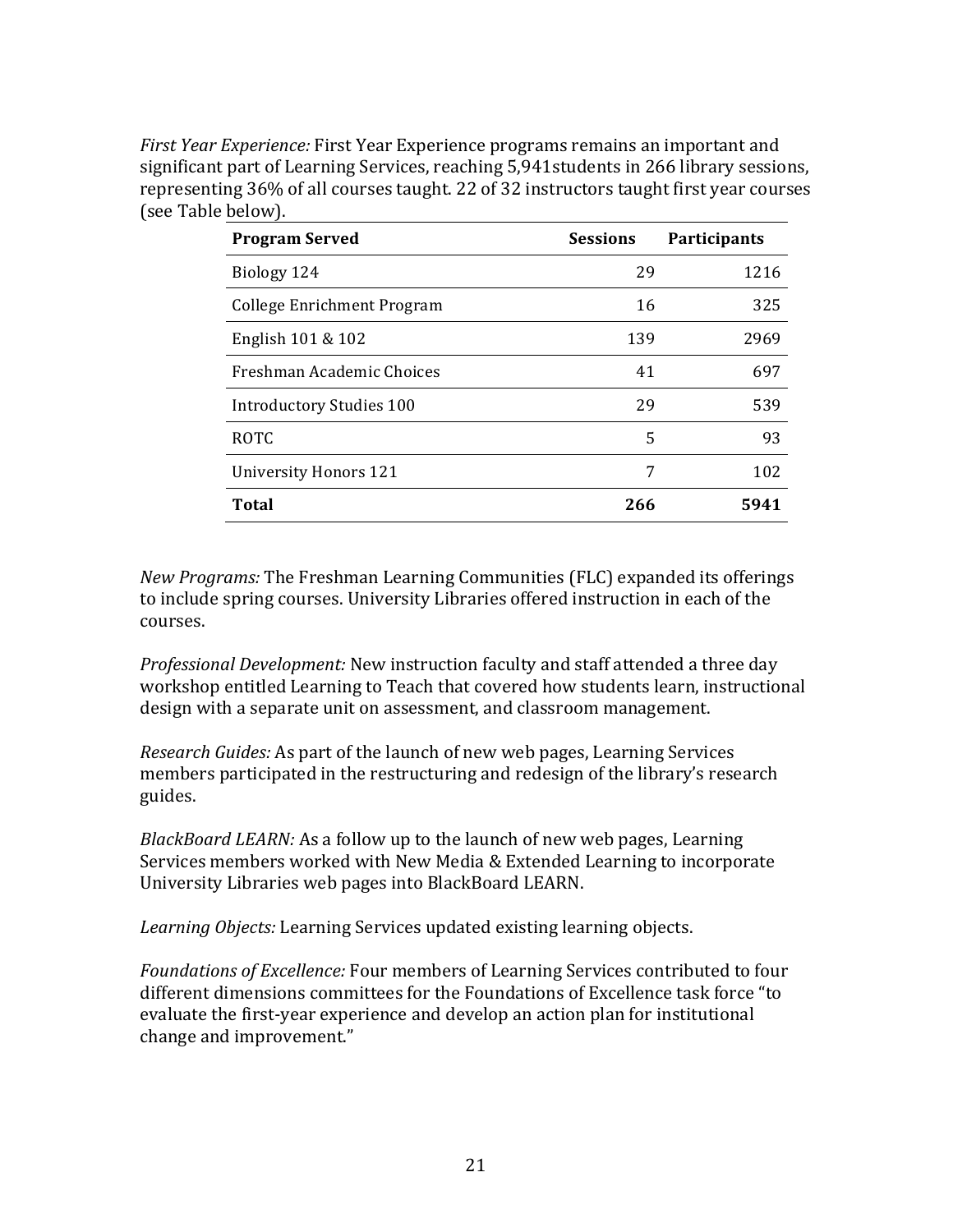*First Year Experience:* First Year Experience programs remains an important and significant part of Learning Services, reaching 5,941students in 266 library sessions, representing 36% of all courses taught. 22 of 32 instructors taught first year courses (see Table below).

| Program Served | Sessions | Participants |
|---|---:|---:|
| Biology 124 | 29 | 1216 |
| College Enrichment Program | 16 | 325 |
| English 101 & 102 | 139 | 2969 |
| Freshman Academic Choices | 41 | 697 |
| Introductory Studies 100 | 29 | 539 |
| ROTC | 5 | 93 |
| University Honors 121 | 7 | 102 |
| **Total** | **266** | **5941** |

*New Programs:* The Freshman Learning Communities (FLC) expanded its offerings to include spring courses. University Libraries offered instruction in each of the courses.

*Professional Development:* New instruction faculty and staff attended a three day workshop entitled Learning to Teach that covered how students learn, instructional design with a separate unit on assessment, and classroom management.

*Research Guides:* As part of the launch of new web pages, Learning Services members participated in the restructuring and redesign of the library's research guides.

*BlackBoard LEARN:* As a follow up to the launch of new web pages, Learning Services members worked with New Media & Extended Learning to incorporate University Libraries web pages into BlackBoard LEARN.

*Learning Objects:* Learning Services updated existing learning objects.

*Foundations of Excellence:* Four members of Learning Services contributed to four different dimensions committees for the Foundations of Excellence task force "to evaluate the first-year experience and develop an action plan for institutional change and improvement."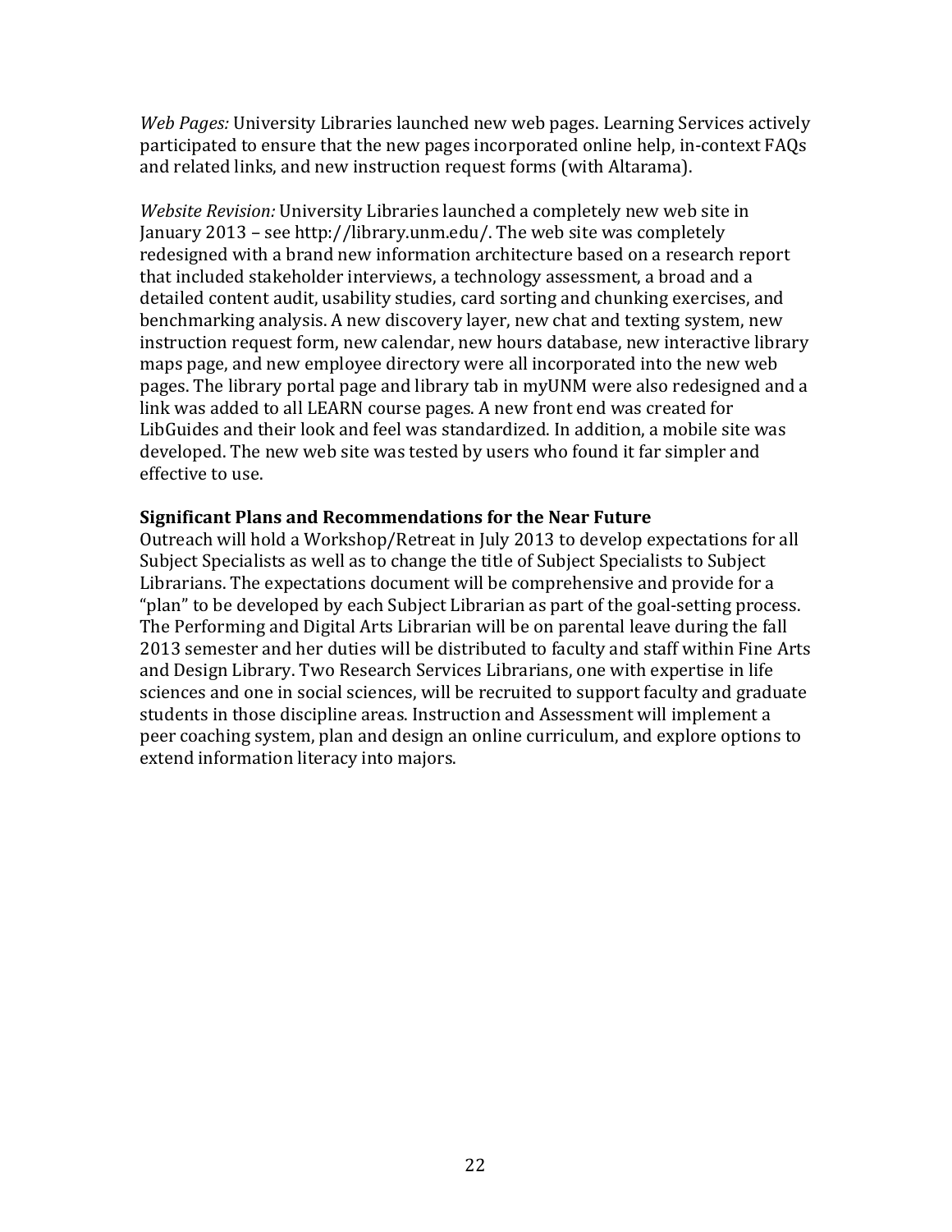*Web Pages:* University Libraries launched new web pages. Learning Services actively participated to ensure that the new pages incorporated online help, in-context FAQs and related links, and new instruction request forms (with Altarama).

*Website Revision:* University Libraries launched a completely new web site in January 2013 – see http://library.unm.edu/. The web site was completely redesigned with a brand new information architecture based on a research report that included stakeholder interviews, a technology assessment, a broad and a detailed content audit, usability studies, card sorting and chunking exercises, and benchmarking analysis. A new discovery layer, new chat and texting system, new instruction request form, new calendar, new hours database, new interactive library maps page, and new employee directory were all incorporated into the new web pages. The library portal page and library tab in myUNM were also redesigned and a link was added to all LEARN course pages. A new front end was created for LibGuides and their look and feel was standardized. In addition, a mobile site was developed. The new web site was tested by users who found it far simpler and effective to use.

**Significant Plans and Recommendations for the Near Future**

Outreach will hold a Workshop/Retreat in July 2013 to develop expectations for all Subject Specialists as well as to change the title of Subject Specialists to Subject Librarians. The expectations document will be comprehensive and provide for a "plan" to be developed by each Subject Librarian as part of the goal-setting process. The Performing and Digital Arts Librarian will be on parental leave during the fall 2013 semester and her duties will be distributed to faculty and staff within Fine Arts and Design Library. Two Research Services Librarians, one with expertise in life sciences and one in social sciences, will be recruited to support faculty and graduate students in those discipline areas. Instruction and Assessment will implement a peer coaching system, plan and design an online curriculum, and explore options to extend information literacy into majors.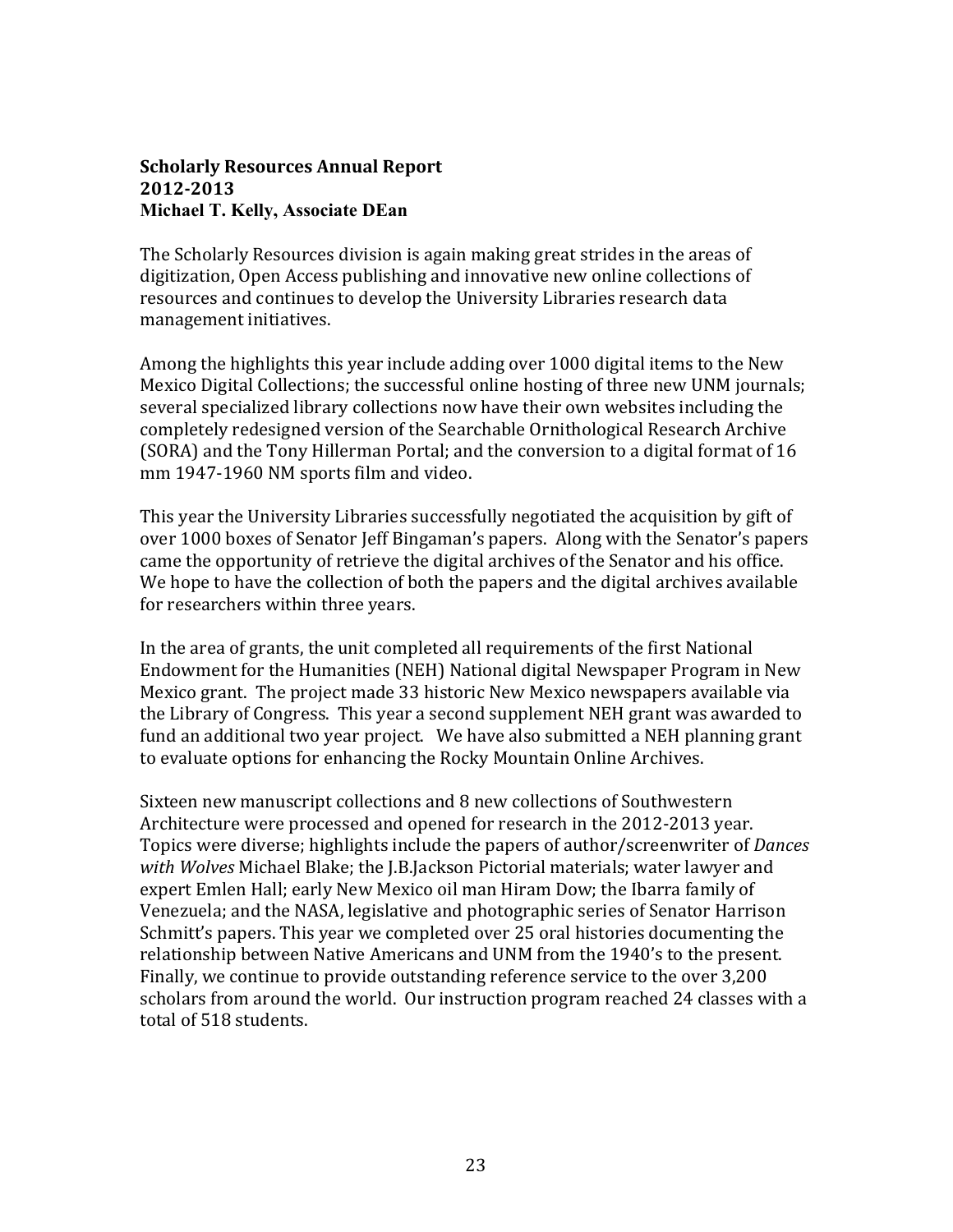**Scholarly Resources Annual Report**
**2012-2013**
**Michael T. Kelly, Associate DEan**

The Scholarly Resources division is again making great strides in the areas of digitization, Open Access publishing and innovative new online collections of resources and continues to develop the University Libraries research data management initiatives.

Among the highlights this year include adding over 1000 digital items to the New Mexico Digital Collections; the successful online hosting of three new UNM journals; several specialized library collections now have their own websites including the completely redesigned version of the Searchable Ornithological Research Archive (SORA) and the Tony Hillerman Portal; and the conversion to a digital format of 16 mm 1947-1960 NM sports film and video.

This year the University Libraries successfully negotiated the acquisition by gift of over 1000 boxes of Senator Jeff Bingaman's papers. Along with the Senator's papers came the opportunity of retrieve the digital archives of the Senator and his office. We hope to have the collection of both the papers and the digital archives available for researchers within three years.

In the area of grants, the unit completed all requirements of the first National Endowment for the Humanities (NEH) National digital Newspaper Program in New Mexico grant. The project made 33 historic New Mexico newspapers available via the Library of Congress. This year a second supplement NEH grant was awarded to fund an additional two year project. We have also submitted a NEH planning grant to evaluate options for enhancing the Rocky Mountain Online Archives.

Sixteen new manuscript collections and 8 new collections of Southwestern Architecture were processed and opened for research in the 2012-2013 year. Topics were diverse; highlights include the papers of author/screenwriter of *Dances with Wolves* Michael Blake; the J.B.Jackson Pictorial materials; water lawyer and expert Emlen Hall; early New Mexico oil man Hiram Dow; the Ibarra family of Venezuela; and the NASA, legislative and photographic series of Senator Harrison Schmitt's papers. This year we completed over 25 oral histories documenting the relationship between Native Americans and UNM from the 1940's to the present. Finally, we continue to provide outstanding reference service to the over 3,200 scholars from around the world. Our instruction program reached 24 classes with a total of 518 students.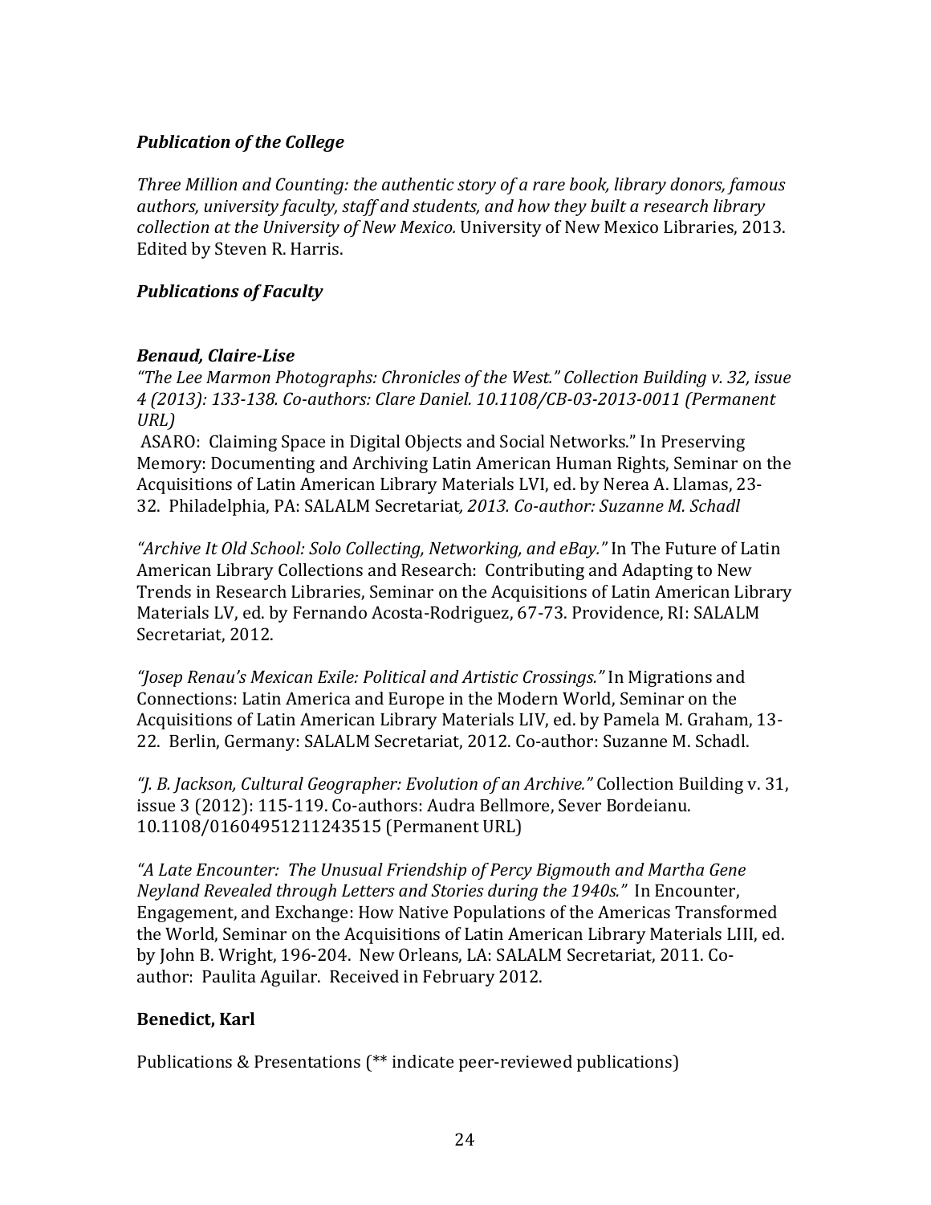***Publication of the College***

*Three Million and Counting: the authentic story of a rare book, library donors, famous authors, university faculty, staff and students, and how they built a research library collection at the University of New Mexico.* University of New Mexico Libraries, 2013. Edited by Steven R. Harris.

***Publications of Faculty***

***Benaud, Claire-Lise***

*"The Lee Marmon Photographs: Chronicles of the West." Collection Building v. 32, issue 4 (2013): 133-138. Co-authors: Clare Daniel. 10.1108/CB-03-2013-0011 (Permanent URL)*

ASARO: Claiming Space in Digital Objects and Social Networks." In Preserving Memory: Documenting and Archiving Latin American Human Rights, Seminar on the Acquisitions of Latin American Library Materials LVI, ed. by Nerea A. Llamas, 23-32. Philadelphia, PA: SALALM Secretariat*, 2013. Co-author: Suzanne M. Schadl*

*"Archive It Old School: Solo Collecting, Networking, and eBay."* In The Future of Latin American Library Collections and Research: Contributing and Adapting to New Trends in Research Libraries, Seminar on the Acquisitions of Latin American Library Materials LV, ed. by Fernando Acosta-Rodriguez, 67-73. Providence, RI: SALALM Secretariat, 2012.

*"Josep Renau's Mexican Exile: Political and Artistic Crossings."* In Migrations and Connections: Latin America and Europe in the Modern World, Seminar on the Acquisitions of Latin American Library Materials LIV, ed. by Pamela M. Graham, 13-22. Berlin, Germany: SALALM Secretariat, 2012. Co-author: Suzanne M. Schadl.

*"J. B. Jackson, Cultural Geographer: Evolution of an Archive."* Collection Building v. 31, issue 3 (2012): 115-119. Co-authors: Audra Bellmore, Sever Bordeianu. 10.1108/01604951211243515 (Permanent URL)

*"A Late Encounter: The Unusual Friendship of Percy Bigmouth and Martha Gene Neyland Revealed through Letters and Stories during the 1940s."* In Encounter, Engagement, and Exchange: How Native Populations of the Americas Transformed the World, Seminar on the Acquisitions of Latin American Library Materials LIII, ed. by John B. Wright, 196-204. New Orleans, LA: SALALM Secretariat, 2011. Co-author: Paulita Aguilar. Received in February 2012.

**Benedict, Karl**

Publications & Presentations (** indicate peer-reviewed publications)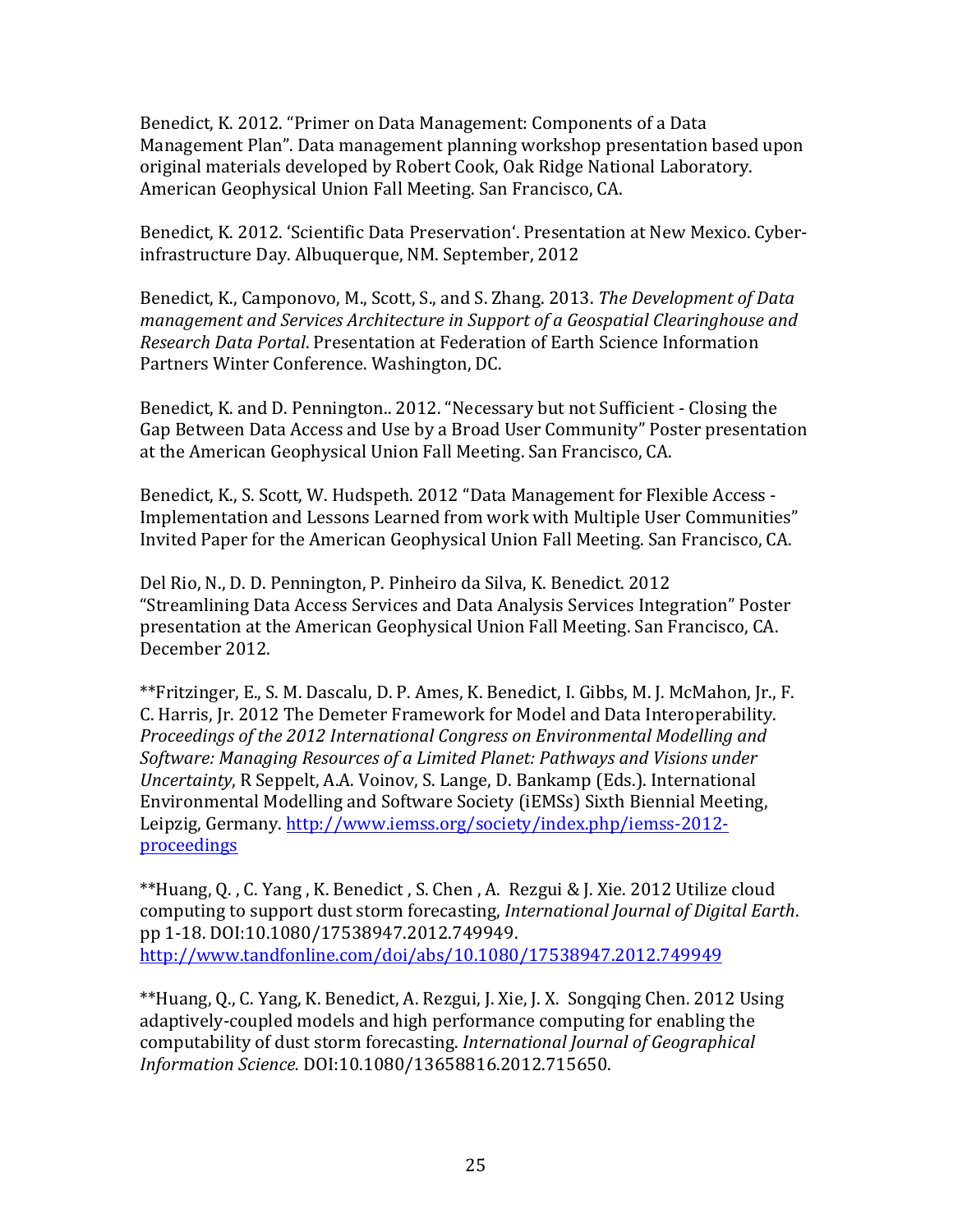Benedict, K. 2012. “Primer on Data Management: Components of a Data Management Plan”. Data management planning workshop presentation based upon original materials developed by Robert Cook, Oak Ridge National Laboratory. American Geophysical Union Fall Meeting. San Francisco, CA.

Benedict, K. 2012. ‘Scientific Data Preservation‘. Presentation at New Mexico. Cyber-infrastructure Day. Albuquerque, NM. September, 2012

Benedict, K., Camponovo, M., Scott, S., and S. Zhang. 2013. *The Development of Data management and Services Architecture in Support of a Geospatial Clearinghouse and Research Data Portal*. Presentation at Federation of Earth Science Information Partners Winter Conference. Washington, DC.

Benedict, K. and D. Pennington.. 2012. “Necessary but not Sufficient - Closing the Gap Between Data Access and Use by a Broad User Community” Poster presentation at the American Geophysical Union Fall Meeting. San Francisco, CA.

Benedict, K., S. Scott, W. Hudspeth. 2012 “Data Management for Flexible Access - Implementation and Lessons Learned from work with Multiple User Communities” Invited Paper for the American Geophysical Union Fall Meeting. San Francisco, CA.

Del Rio, N., D. D. Pennington, P. Pinheiro da Silva, K. Benedict. 2012 “Streamlining Data Access Services and Data Analysis Services Integration” Poster presentation at the American Geophysical Union Fall Meeting. San Francisco, CA. December 2012.

**Fritzinger, E., S. M. Dascalu, D. P. Ames, K. Benedict, I. Gibbs, M. J. McMahon, Jr., F. C. Harris, Jr. 2012 The Demeter Framework for Model and Data Interoperability. *Proceedings of the 2012 International Congress on Environmental Modelling and Software: Managing Resources of a Limited Planet: Pathways and Visions under Uncertainty*, R Seppelt, A.A. Voinov, S. Lange, D. Bankamp (Eds.). International Environmental Modelling and Software Society (iEMSs) Sixth Biennial Meeting, Leipzig, Germany. http://www.iemss.org/society/index.php/iemss-2012-proceedings

**Huang, Q. , C. Yang , K. Benedict , S. Chen , A. Rezgui & J. Xie. 2012 Utilize cloud computing to support dust storm forecasting, *International Journal of Digital Earth*. pp 1-18. DOI:10.1080/17538947.2012.749949. http://www.tandfonline.com/doi/abs/10.1080/17538947.2012.749949

**Huang, Q., C. Yang, K. Benedict, A. Rezgui, J. Xie, J. X. Songqing Chen. 2012 Using adaptively-coupled models and high performance computing for enabling the computability of dust storm forecasting. *International Journal of Geographical Information Science.* DOI:10.1080/13658816.2012.715650.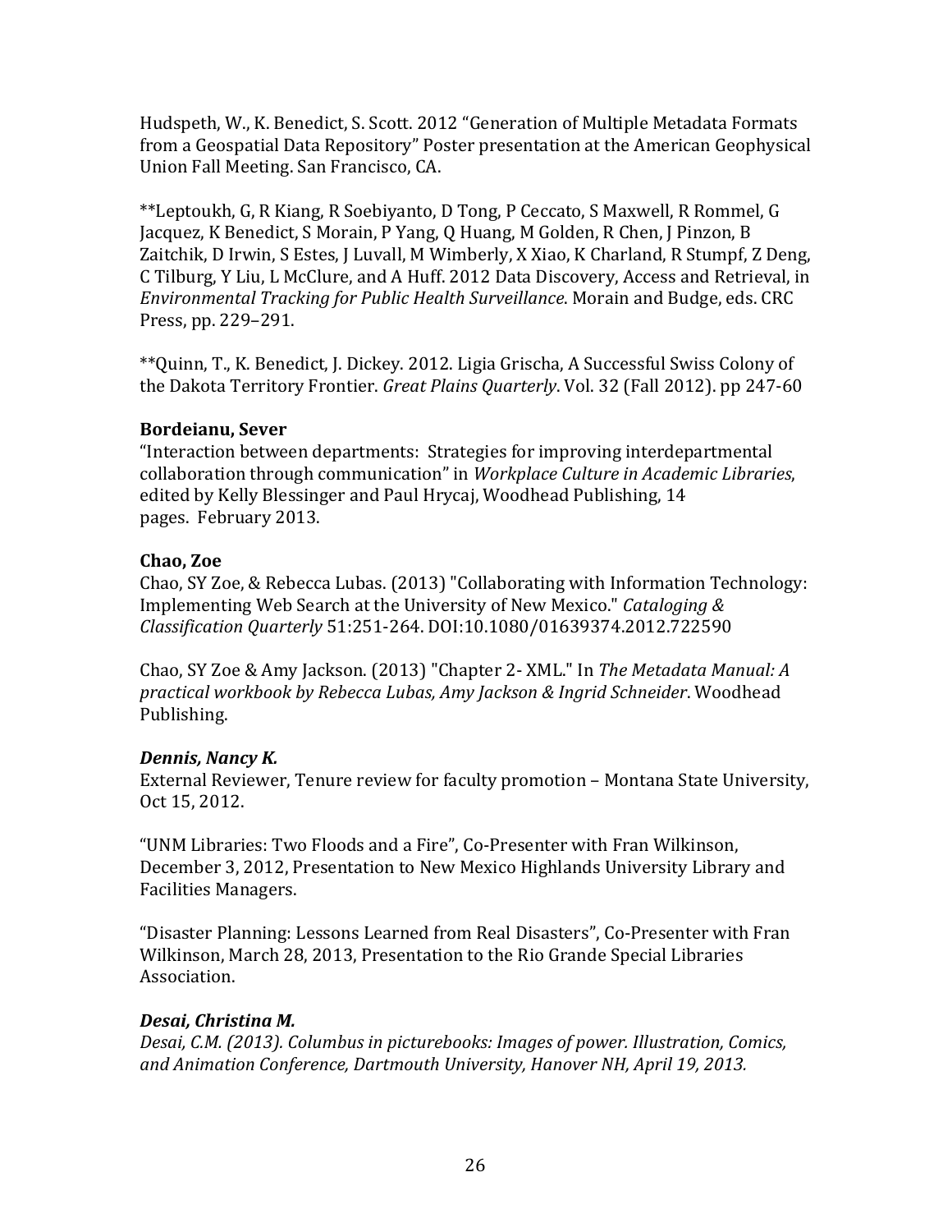Hudspeth, W., K. Benedict, S. Scott. 2012 "Generation of Multiple Metadata Formats from a Geospatial Data Repository" Poster presentation at the American Geophysical Union Fall Meeting. San Francisco, CA.

**Leptoukh, G, R Kiang, R Soebiyanto, D Tong, P Ceccato, S Maxwell, R Rommel, G Jacquez, K Benedict, S Morain, P Yang, Q Huang, M Golden, R Chen, J Pinzon, B Zaitchik, D Irwin, S Estes, J Luvall, M Wimberly, X Xiao, K Charland, R Stumpf, Z Deng, C Tilburg, Y Liu, L McClure, and A Huff. 2012 Data Discovery, Access and Retrieval, in *Environmental Tracking for Public Health Surveillance*. Morain and Budge, eds. CRC Press, pp. 229–291.

**Quinn, T., K. Benedict, J. Dickey. 2012. Ligia Grischa, A Successful Swiss Colony of the Dakota Territory Frontier. *Great Plains Quarterly*. Vol. 32 (Fall 2012). pp 247-60

**Bordeianu, Sever**

"Interaction between departments: Strategies for improving interdepartmental collaboration through communication" in *Workplace Culture in Academic Libraries*, edited by Kelly Blessinger and Paul Hrycaj, Woodhead Publishing, 14 pages. February 2013.

**Chao, Zoe**

Chao, SY Zoe, & Rebecca Lubas. (2013) "Collaborating with Information Technology: Implementing Web Search at the University of New Mexico." *Cataloging & Classification Quarterly* 51:251-264. DOI:10.1080/01639374.2012.722590

Chao, SY Zoe & Amy Jackson. (2013) "Chapter 2- XML." In *The Metadata Manual: A practical workbook by Rebecca Lubas, Amy Jackson & Ingrid Schneider*. Woodhead Publishing.

***Dennis, Nancy K.***

External Reviewer, Tenure review for faculty promotion – Montana State University, Oct 15, 2012.

"UNM Libraries: Two Floods and a Fire", Co-Presenter with Fran Wilkinson, December 3, 2012, Presentation to New Mexico Highlands University Library and Facilities Managers.

"Disaster Planning: Lessons Learned from Real Disasters", Co-Presenter with Fran Wilkinson, March 28, 2013, Presentation to the Rio Grande Special Libraries Association.

***Desai, Christina M.***

*Desai, C.M. (2013). Columbus in picturebooks: Images of power. Illustration, Comics, and Animation Conference, Dartmouth University, Hanover NH, April 19, 2013.*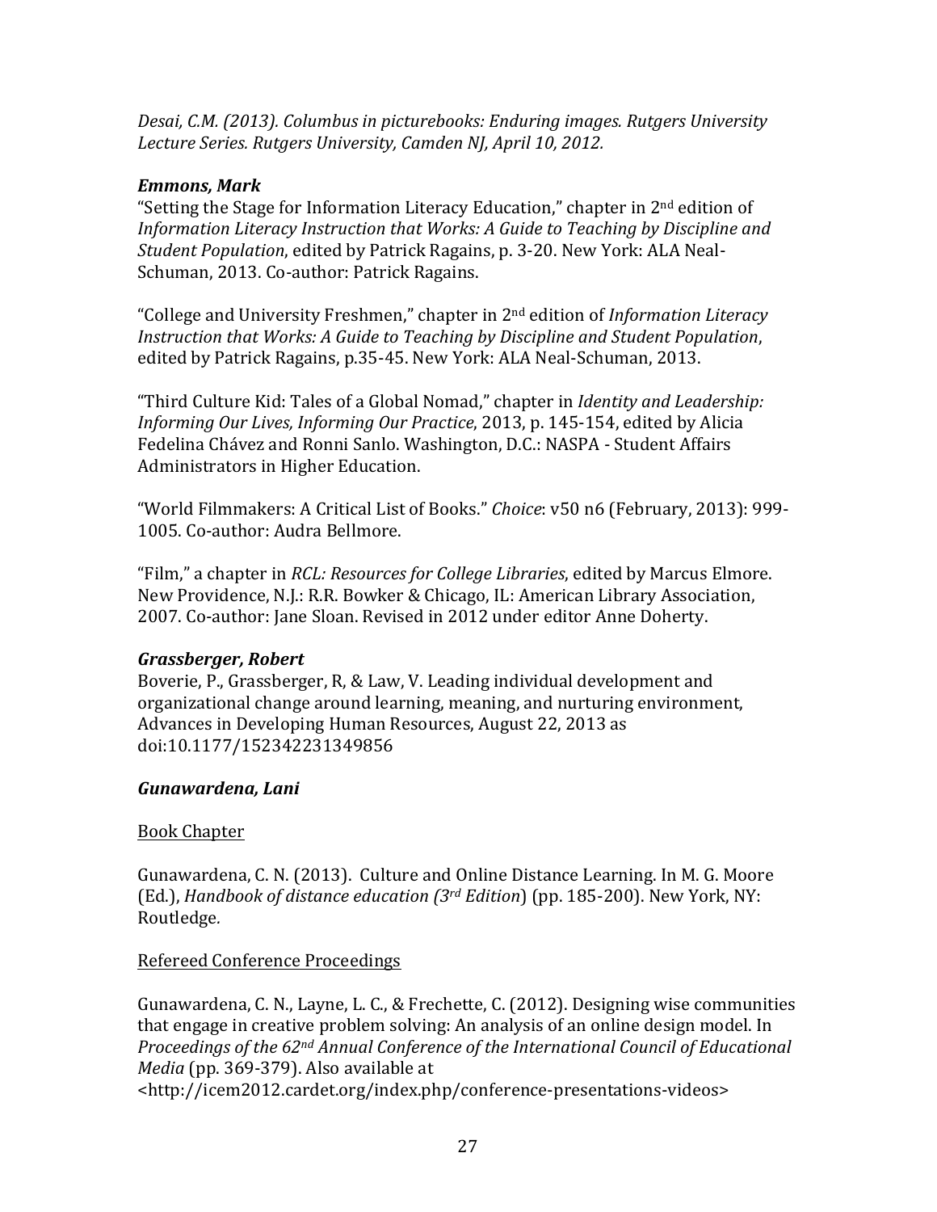*Desai, C.M. (2013). Columbus in picturebooks: Enduring images. Rutgers University Lecture Series. Rutgers University, Camden NJ, April 10, 2012.*

***Emmons, Mark***

"Setting the Stage for Information Literacy Education," chapter in 2nd edition of *Information Literacy Instruction that Works: A Guide to Teaching by Discipline and Student Population*, edited by Patrick Ragains, p. 3-20. New York: ALA Neal-Schuman, 2013. Co-author: Patrick Ragains.

"College and University Freshmen," chapter in 2nd edition of *Information Literacy Instruction that Works: A Guide to Teaching by Discipline and Student Population*, edited by Patrick Ragains, p.35-45. New York: ALA Neal-Schuman, 2013.

"Third Culture Kid: Tales of a Global Nomad," chapter in *Identity and Leadership: Informing Our Lives, Informing Our Practice*, 2013, p. 145-154, edited by Alicia Fedelina Chávez and Ronni Sanlo. Washington, D.C.: NASPA - Student Affairs Administrators in Higher Education.

"World Filmmakers: A Critical List of Books." *Choice*: v50 n6 (February, 2013): 999-1005. Co-author: Audra Bellmore.

"Film," a chapter in *RCL: Resources for College Libraries*, edited by Marcus Elmore. New Providence, N.J.: R.R. Bowker & Chicago, IL: American Library Association, 2007. Co-author: Jane Sloan. Revised in 2012 under editor Anne Doherty.

***Grassberger, Robert***

Boverie, P., Grassberger, R, & Law, V. Leading individual development and organizational change around learning, meaning, and nurturing environment, Advances in Developing Human Resources, August 22, 2013 as doi:10.1177/152342231349856

***Gunawardena, Lani***

Book Chapter

Gunawardena, C. N. (2013). Culture and Online Distance Learning. In M. G. Moore (Ed.), *Handbook of distance education (3rd Edition*) (pp. 185-200). New York, NY: Routledge.

Refereed Conference Proceedings

Gunawardena, C. N., Layne, L. C., & Frechette, C. (2012). Designing wise communities that engage in creative problem solving: An analysis of an online design model. In *Proceedings of the 62nd Annual Conference of the International Council of Educational Media* (pp. 369-379). Also available at <http://icem2012.cardet.org/index.php/conference-presentations-videos>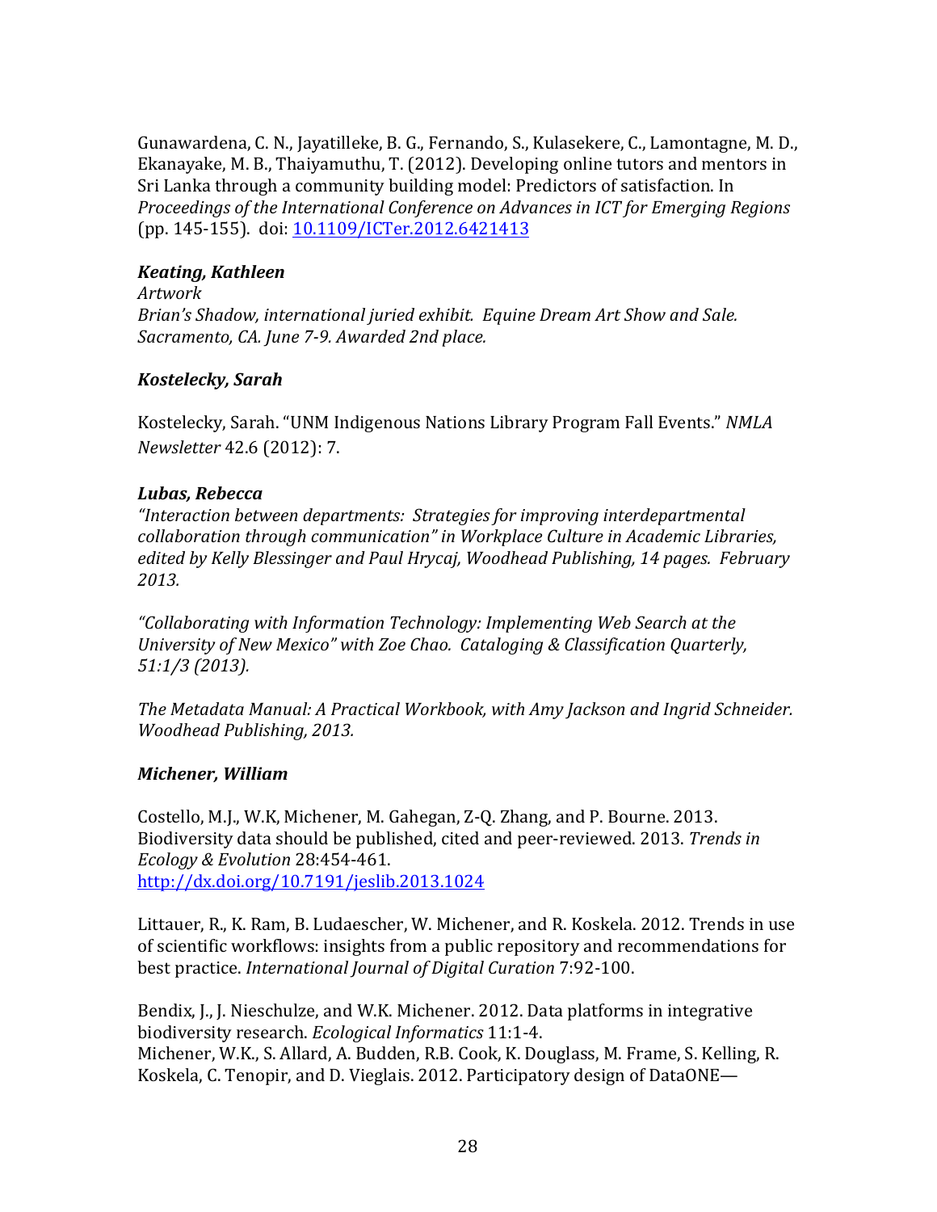Gunawardena, C. N., Jayatilleke, B. G., Fernando, S., Kulasekere, C., Lamontagne, M. D., Ekanayake, M. B., Thaiyamuthu, T. (2012). Developing online tutors and mentors in Sri Lanka through a community building model: Predictors of satisfaction. In *Proceedings of the International Conference on Advances in ICT for Emerging Regions* (pp. 145-155). doi: [10.1109/ICTer.2012.6421413](10.1109/ICTer.2012.6421413)

***Keating, Kathleen***
*Artwork*
*Brian's Shadow, international juried exhibit. Equine Dream Art Show and Sale. Sacramento, CA. June 7-9. Awarded 2nd place.*

***Kostelecky, Sarah***

Kostelecky, Sarah. "UNM Indigenous Nations Library Program Fall Events." *NMLA Newsletter* 42.6 (2012): 7.

***Lubas, Rebecca***
*"Interaction between departments: Strategies for improving interdepartmental collaboration through communication" in Workplace Culture in Academic Libraries, edited by Kelly Blessinger and Paul Hrycaj, Woodhead Publishing, 14 pages. February 2013.*

*"Collaborating with Information Technology: Implementing Web Search at the University of New Mexico" with Zoe Chao. Cataloging & Classification Quarterly, 51:1/3 (2013).*

*The Metadata Manual: A Practical Workbook, with Amy Jackson and Ingrid Schneider. Woodhead Publishing, 2013.*

***Michener, William***

Costello, M.J., W.K, Michener, M. Gahegan, Z-Q. Zhang, and P. Bourne. 2013. Biodiversity data should be published, cited and peer-reviewed. 2013. *Trends in Ecology & Evolution* 28:454-461.
[http://dx.doi.org/10.7191/jeslib.2013.1024](http://dx.doi.org/10.7191/jeslib.2013.1024)

Littauer, R., K. Ram, B. Ludaescher, W. Michener, and R. Koskela. 2012. Trends in use of scientific workflows: insights from a public repository and recommendations for best practice. *International Journal of Digital Curation* 7:92-100.

Bendix, J., J. Nieschulze, and W.K. Michener. 2012. Data platforms in integrative biodiversity research. *Ecological Informatics* 11:1-4.
Michener, W.K., S. Allard, A. Budden, R.B. Cook, K. Douglass, M. Frame, S. Kelling, R. Koskela, C. Tenopir, and D. Vieglais. 2012. Participatory design of DataONE—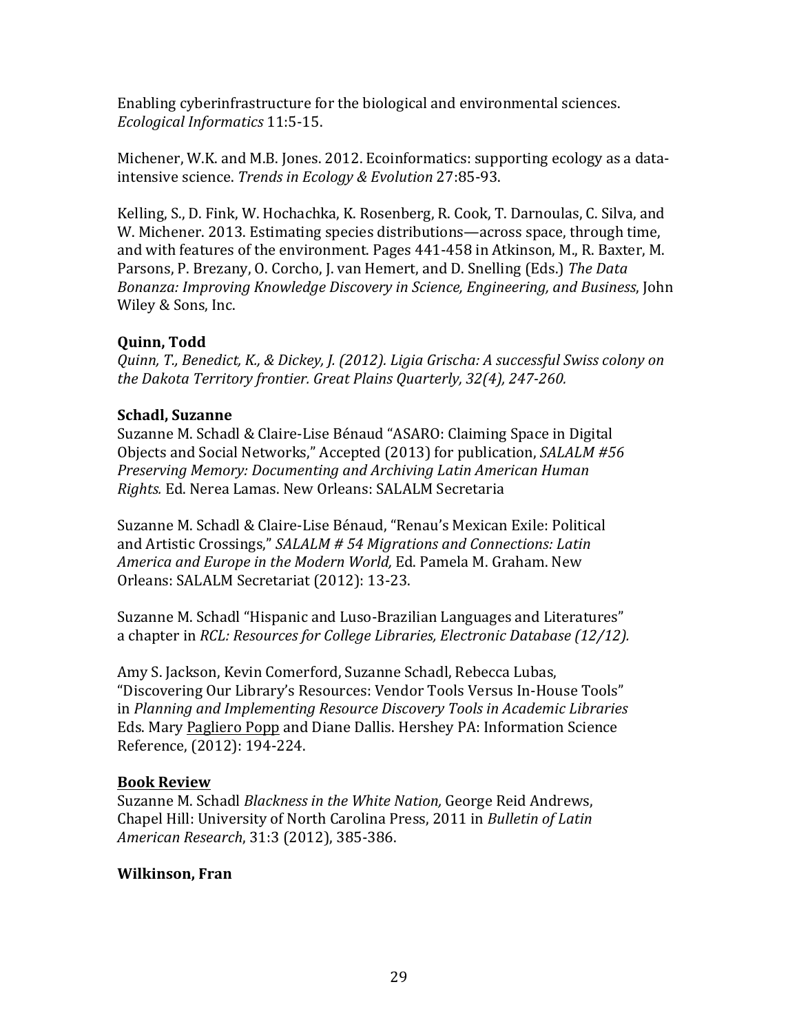Enabling cyberinfrastructure for the biological and environmental sciences. *Ecological Informatics* 11:5-15.

Michener, W.K. and M.B. Jones. 2012. Ecoinformatics: supporting ecology as a data-intensive science. *Trends in Ecology & Evolution* 27:85-93.

Kelling, S., D. Fink, W. Hochachka, K. Rosenberg, R. Cook, T. Darnoulas, C. Silva, and W. Michener. 2013. Estimating species distributions—across space, through time, and with features of the environment. Pages 441-458 in Atkinson, M., R. Baxter, M. Parsons, P. Brezany, O. Corcho, J. van Hemert, and D. Snelling (Eds.) *The Data Bonanza: Improving Knowledge Discovery in Science, Engineering, and Business*, John Wiley & Sons, Inc.

**Quinn, Todd**

*Quinn, T., Benedict, K., & Dickey, J. (2012). Ligia Grischa: A successful Swiss colony on the Dakota Territory frontier. Great Plains Quarterly, 32(4), 247-260.*

**Schadl, Suzanne**

Suzanne M. Schadl & Claire-Lise Bénaud "ASARO: Claiming Space in Digital Objects and Social Networks," Accepted (2013) for publication, *SALALM #56 Preserving Memory: Documenting and Archiving Latin American Human Rights.* Ed. Nerea Lamas. New Orleans: SALALM Secretaria

Suzanne M. Schadl & Claire-Lise Bénaud, "Renau's Mexican Exile: Political and Artistic Crossings," *SALALM # 54 Migrations and Connections: Latin America and Europe in the Modern World,* Ed. Pamela M. Graham. New Orleans: SALALM Secretariat (2012): 13-23.

Suzanne M. Schadl "Hispanic and Luso-Brazilian Languages and Literatures" a chapter in *RCL: Resources for College Libraries, Electronic Database (12/12).*

Amy S. Jackson, Kevin Comerford, Suzanne Schadl, Rebecca Lubas, "Discovering Our Library's Resources: Vendor Tools Versus In-House Tools" in *Planning and Implementing Resource Discovery Tools in Academic Libraries* Eds. Mary Pagliero Popp and Diane Dallis. Hershey PA: Information Science Reference, (2012): 194-224.

**Book Review**

Suzanne M. Schadl *Blackness in the White Nation,* George Reid Andrews, Chapel Hill: University of North Carolina Press, 2011 in *Bulletin of Latin American Research*, 31:3 (2012), 385-386.

**Wilkinson, Fran**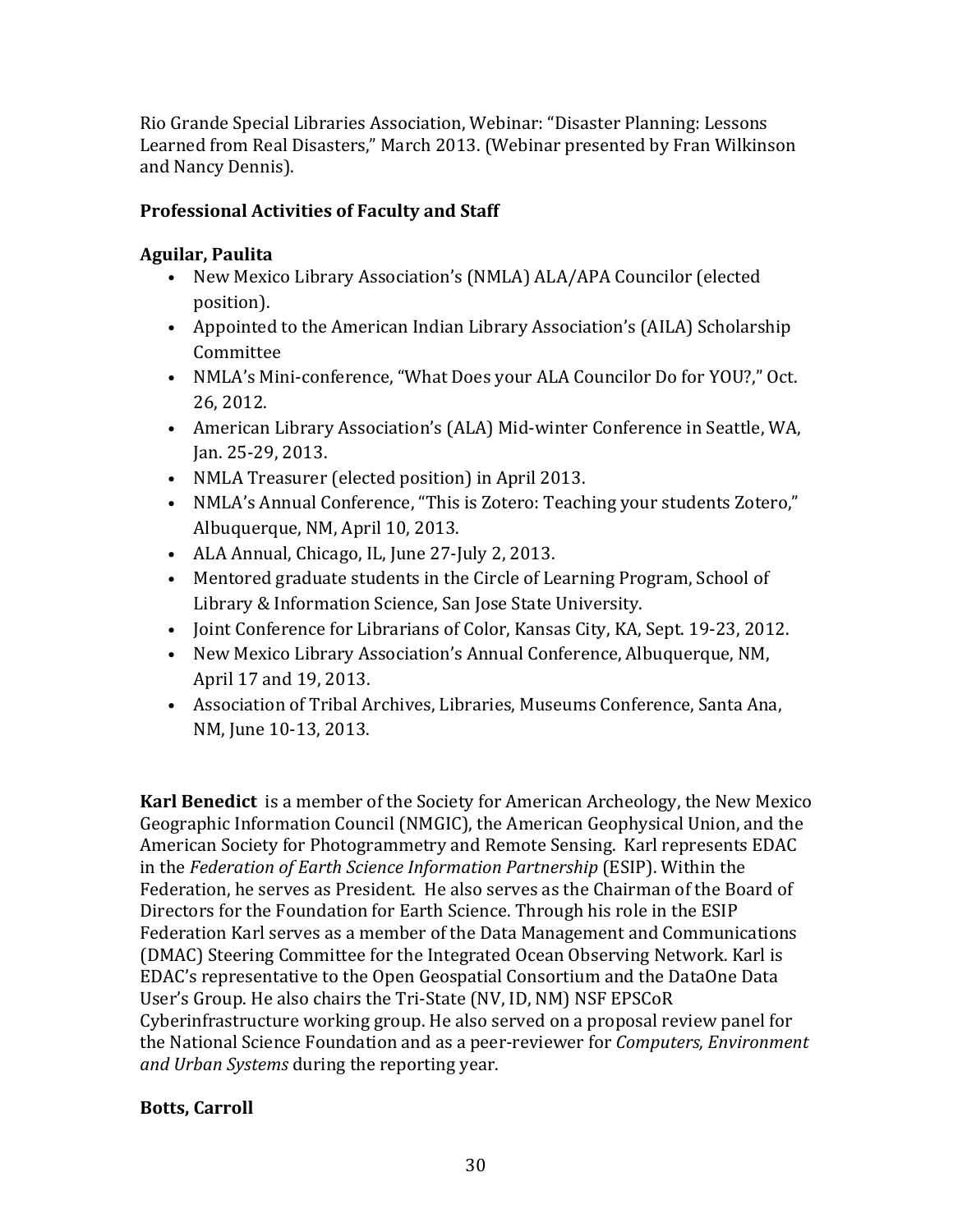Rio Grande Special Libraries Association, Webinar: "Disaster Planning: Lessons Learned from Real Disasters," March 2013. (Webinar presented by Fran Wilkinson and Nancy Dennis).

**Professional Activities of Faculty and Staff**

**Aguilar, Paulita**

- New Mexico Library Association's (NMLA) ALA/APA Councilor (elected position).
- Appointed to the American Indian Library Association's (AILA) Scholarship Committee
- NMLA's Mini-conference, "What Does your ALA Councilor Do for YOU?," Oct. 26, 2012.
- American Library Association's (ALA) Mid-winter Conference in Seattle, WA, Jan. 25-29, 2013.
- NMLA Treasurer (elected position) in April 2013.
- NMLA's Annual Conference, "This is Zotero: Teaching your students Zotero," Albuquerque, NM, April 10, 2013.
- ALA Annual, Chicago, IL, June 27-July 2, 2013.
- Mentored graduate students in the Circle of Learning Program, School of Library & Information Science, San Jose State University.
- Joint Conference for Librarians of Color, Kansas City, KA, Sept. 19-23, 2012.
- New Mexico Library Association's Annual Conference, Albuquerque, NM, April 17 and 19, 2013.
- Association of Tribal Archives, Libraries, Museums Conference, Santa Ana, NM, June 10-13, 2013.

**Karl Benedict** is a member of the Society for American Archeology, the New Mexico Geographic Information Council (NMGIC), the American Geophysical Union, and the American Society for Photogrammetry and Remote Sensing. Karl represents EDAC in the *Federation of Earth Science Information Partnership* (ESIP). Within the Federation, he serves as President. He also serves as the Chairman of the Board of Directors for the Foundation for Earth Science. Through his role in the ESIP Federation Karl serves as a member of the Data Management and Communications (DMAC) Steering Committee for the Integrated Ocean Observing Network. Karl is EDAC's representative to the Open Geospatial Consortium and the DataOne Data User's Group. He also chairs the Tri-State (NV, ID, NM) NSF EPSCoR Cyberinfrastructure working group. He also served on a proposal review panel for the National Science Foundation and as a peer-reviewer for *Computers, Environment and Urban Systems* during the reporting year.

**Botts, Carroll**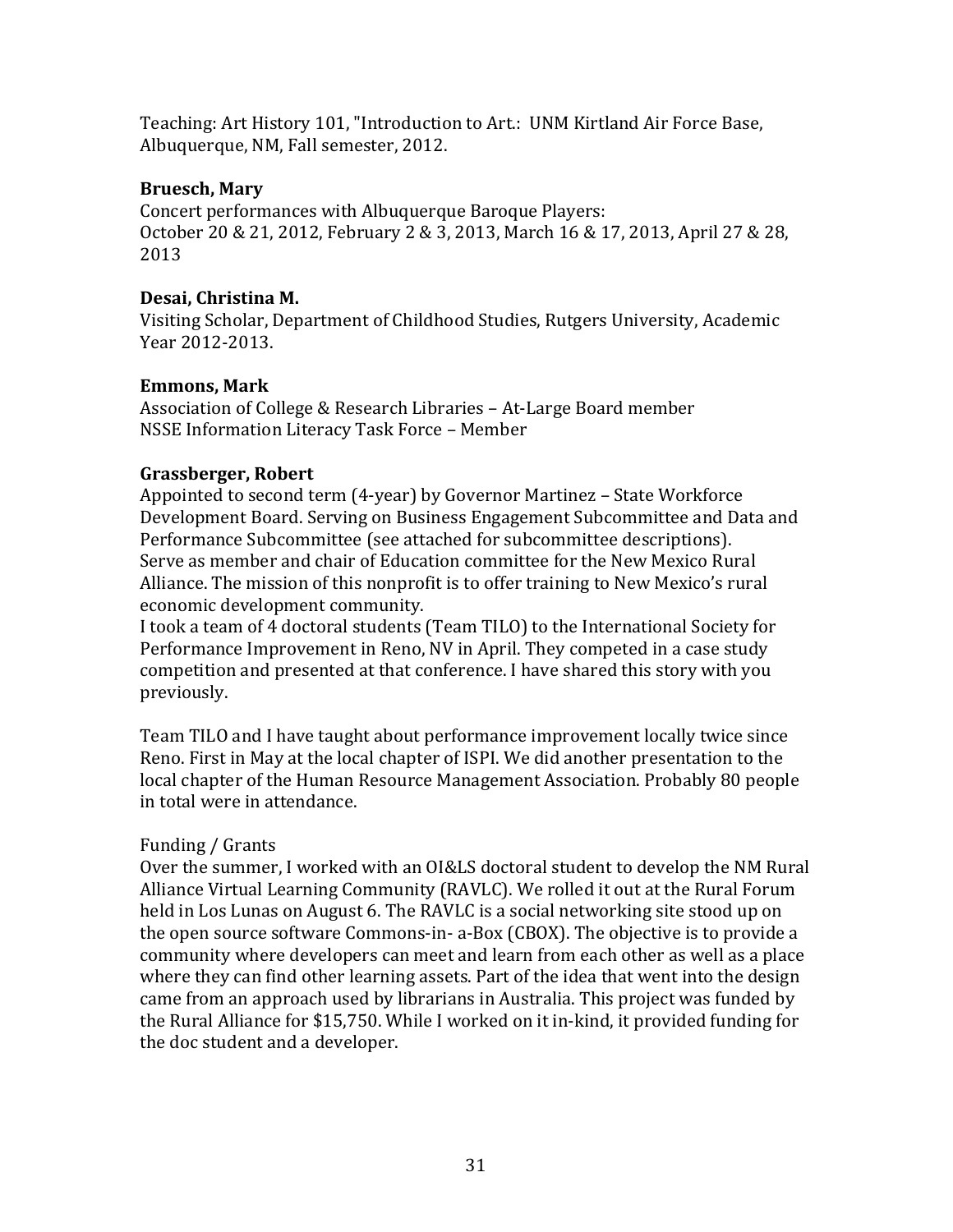Teaching: Art History 101, "Introduction to Art.: UNM Kirtland Air Force Base, Albuquerque, NM, Fall semester, 2012.

**Bruesch, Mary**

Concert performances with Albuquerque Baroque Players:
October 20 & 21, 2012, February 2 & 3, 2013, March 16 & 17, 2013, April 27 & 28, 2013

**Desai, Christina M.**

Visiting Scholar, Department of Childhood Studies, Rutgers University, Academic Year 2012-2013.

**Emmons, Mark**

Association of College & Research Libraries – At-Large Board member
NSSE Information Literacy Task Force – Member

**Grassberger, Robert**

Appointed to second term (4-year) by Governor Martinez – State Workforce Development Board. Serving on Business Engagement Subcommittee and Data and Performance Subcommittee (see attached for subcommittee descriptions).
Serve as member and chair of Education committee for the New Mexico Rural Alliance. The mission of this nonprofit is to offer training to New Mexico's rural economic development community.
I took a team of 4 doctoral students (Team TILO) to the International Society for Performance Improvement in Reno, NV in April. They competed in a case study competition and presented at that conference. I have shared this story with you previously.

Team TILO and I have taught about performance improvement locally twice since Reno. First in May at the local chapter of ISPI. We did another presentation to the local chapter of the Human Resource Management Association. Probably 80 people in total were in attendance.

Funding / Grants

Over the summer, I worked with an OI&LS doctoral student to develop the NM Rural Alliance Virtual Learning Community (RAVLC). We rolled it out at the Rural Forum held in Los Lunas on August 6. The RAVLC is a social networking site stood up on the open source software Commons-in- a-Box (CBOX). The objective is to provide a community where developers can meet and learn from each other as well as a place where they can find other learning assets. Part of the idea that went into the design came from an approach used by librarians in Australia. This project was funded by the Rural Alliance for $15,750. While I worked on it in-kind, it provided funding for the doc student and a developer.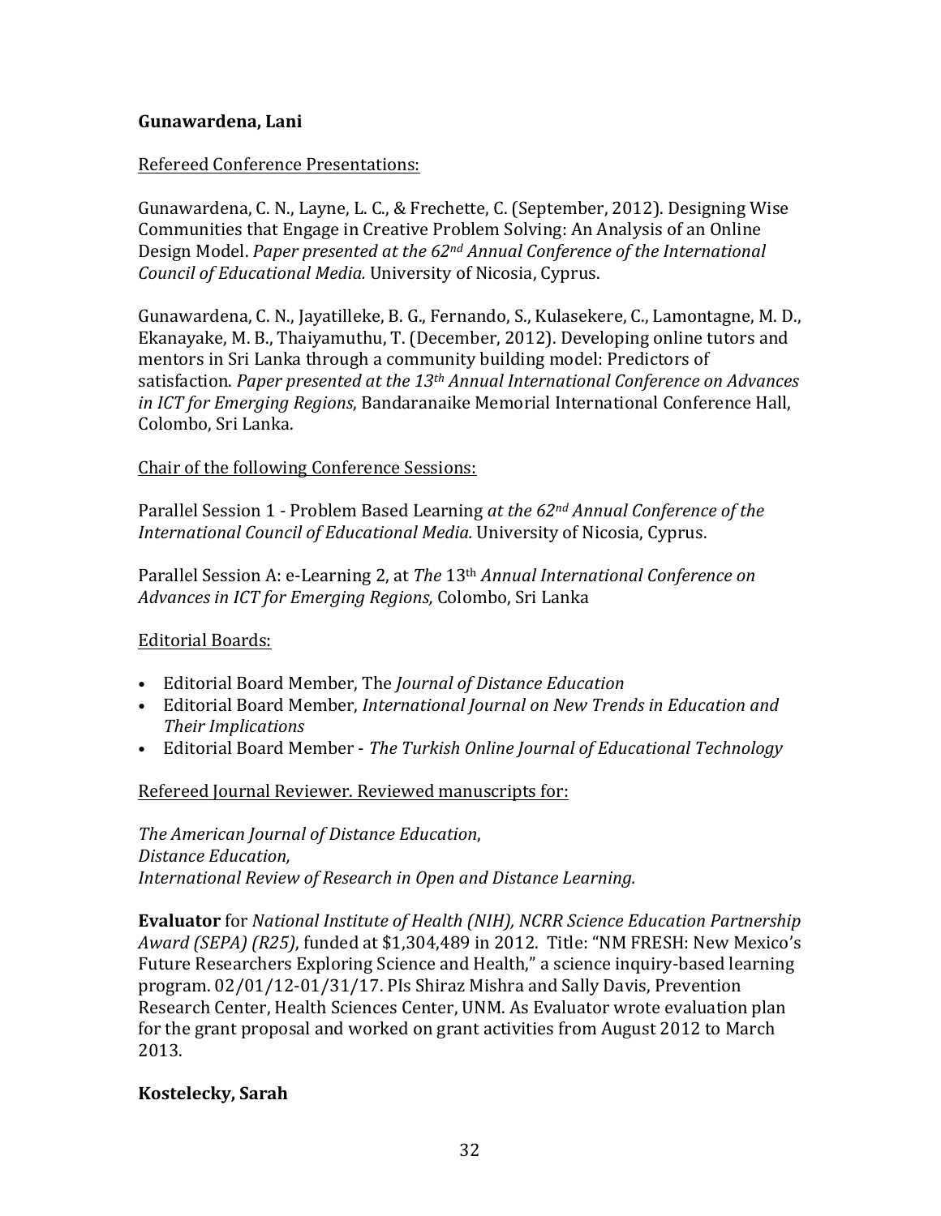**Gunawardena, Lani**

Refereed Conference Presentations:

Gunawardena, C. N., Layne, L. C., & Frechette, C. (September, 2012). Designing Wise Communities that Engage in Creative Problem Solving: An Analysis of an Online Design Model. *Paper presented at the 62nd Annual Conference of the International Council of Educational Media.* University of Nicosia, Cyprus.

Gunawardena, C. N., Jayatilleke, B. G., Fernando, S., Kulasekere, C., Lamontagne, M. D., Ekanayake, M. B., Thaiyamuthu, T. (December, 2012). Developing online tutors and mentors in Sri Lanka through a community building model: Predictors of satisfaction. *Paper presented at the 13th Annual International Conference on Advances in ICT for Emerging Regions*, Bandaranaike Memorial International Conference Hall, Colombo, Sri Lanka.

Chair of the following Conference Sessions:

Parallel Session 1 - Problem Based Learning *at the 62nd Annual Conference of the International Council of Educational Media.* University of Nicosia, Cyprus.

Parallel Session A: e-Learning 2, at *The* 13th *Annual International Conference on Advances in ICT for Emerging Regions,* Colombo, Sri Lanka

Editorial Boards:

- Editorial Board Member, The *Journal of Distance Education*
- Editorial Board Member, *International Journal on New Trends in Education and Their Implications*
- Editorial Board Member - *The Turkish Online Journal of Educational Technology*

Refereed Journal Reviewer. Reviewed manuscripts for:

*The American Journal of Distance Education*,
*Distance Education,*
*International Review of Research in Open and Distance Learning.*

**Evaluator** for *National Institute of Health (NIH), NCRR Science Education Partnership Award (SEPA) (R25)*, funded at $1,304,489 in 2012. Title: "NM FRESH: New Mexico's Future Researchers Exploring Science and Health," a science inquiry-based learning program. 02/01/12-01/31/17. PIs Shiraz Mishra and Sally Davis, Prevention Research Center, Health Sciences Center, UNM. As Evaluator wrote evaluation plan for the grant proposal and worked on grant activities from August 2012 to March 2013.

**Kostelecky, Sarah**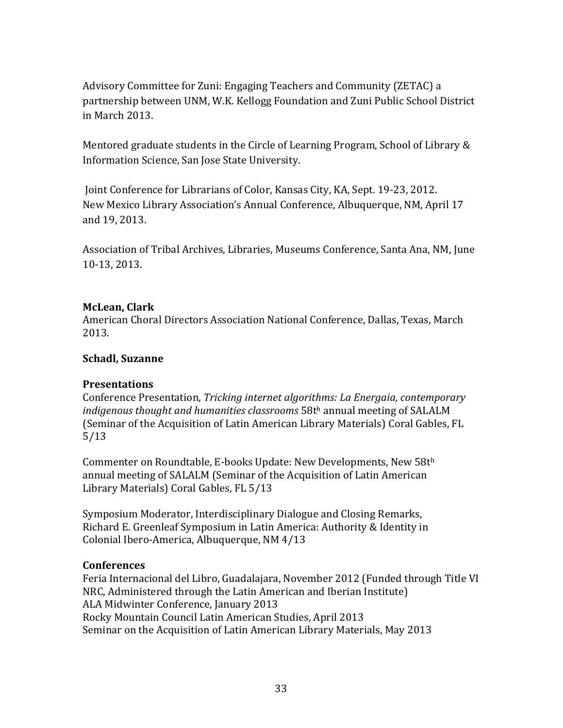Advisory Committee for Zuni: Engaging Teachers and Community (ZETAC) a partnership between UNM, W.K. Kellogg Foundation and Zuni Public School District in March 2013.

Mentored graduate students in the Circle of Learning Program, School of Library & Information Science, San Jose State University.

Joint Conference for Librarians of Color, Kansas City, KA, Sept. 19-23, 2012.
New Mexico Library Association's Annual Conference, Albuquerque, NM, April 17 and 19, 2013.

Association of Tribal Archives, Libraries, Museums Conference, Santa Ana, NM, June 10-13, 2013.

**McLean, Clark**
American Choral Directors Association National Conference, Dallas, Texas, March 2013.

**Schadl, Suzanne**

**Presentations**
Conference Presentation, *Tricking internet algorithms: La Energaia, contemporary indigenous thought and humanities classrooms* 58th annual meeting of SALALM (Seminar of the Acquisition of Latin American Library Materials) Coral Gables, FL 5/13

Commenter on Roundtable, E-books Update: New Developments, New 58th annual meeting of SALALM (Seminar of the Acquisition of Latin American Library Materials) Coral Gables, FL 5/13

Symposium Moderator, Interdisciplinary Dialogue and Closing Remarks, Richard E. Greenleaf Symposium in Latin America: Authority & Identity in Colonial Ibero-America, Albuquerque, NM 4/13

**Conferences**
Feria Internacional del Libro, Guadalajara, November 2012 (Funded through Title VI NRC, Administered through the Latin American and Iberian Institute)
ALA Midwinter Conference, January 2013
Rocky Mountain Council Latin American Studies, April 2013
Seminar on the Acquisition of Latin American Library Materials, May 2013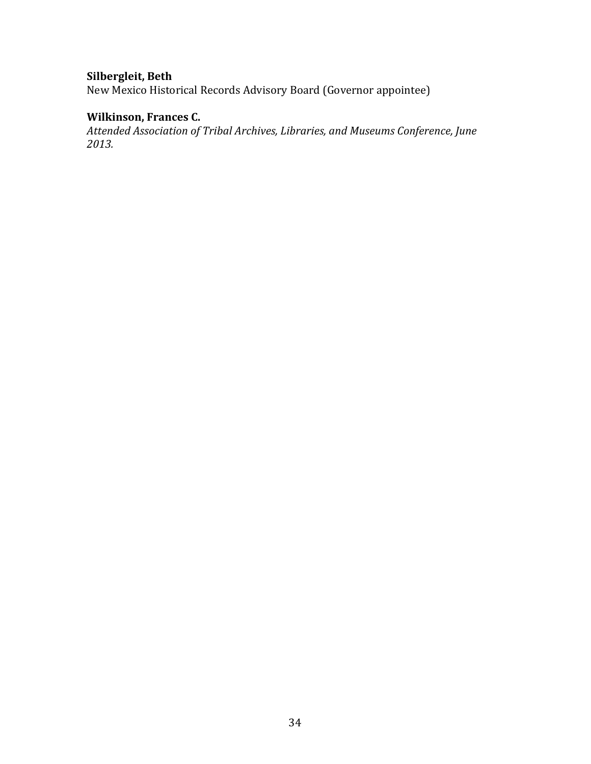**Silbergleit, Beth**
New Mexico Historical Records Advisory Board (Governor appointee)

**Wilkinson, Frances C.**
*Attended Association of Tribal Archives, Libraries, and Museums Conference, June 2013.*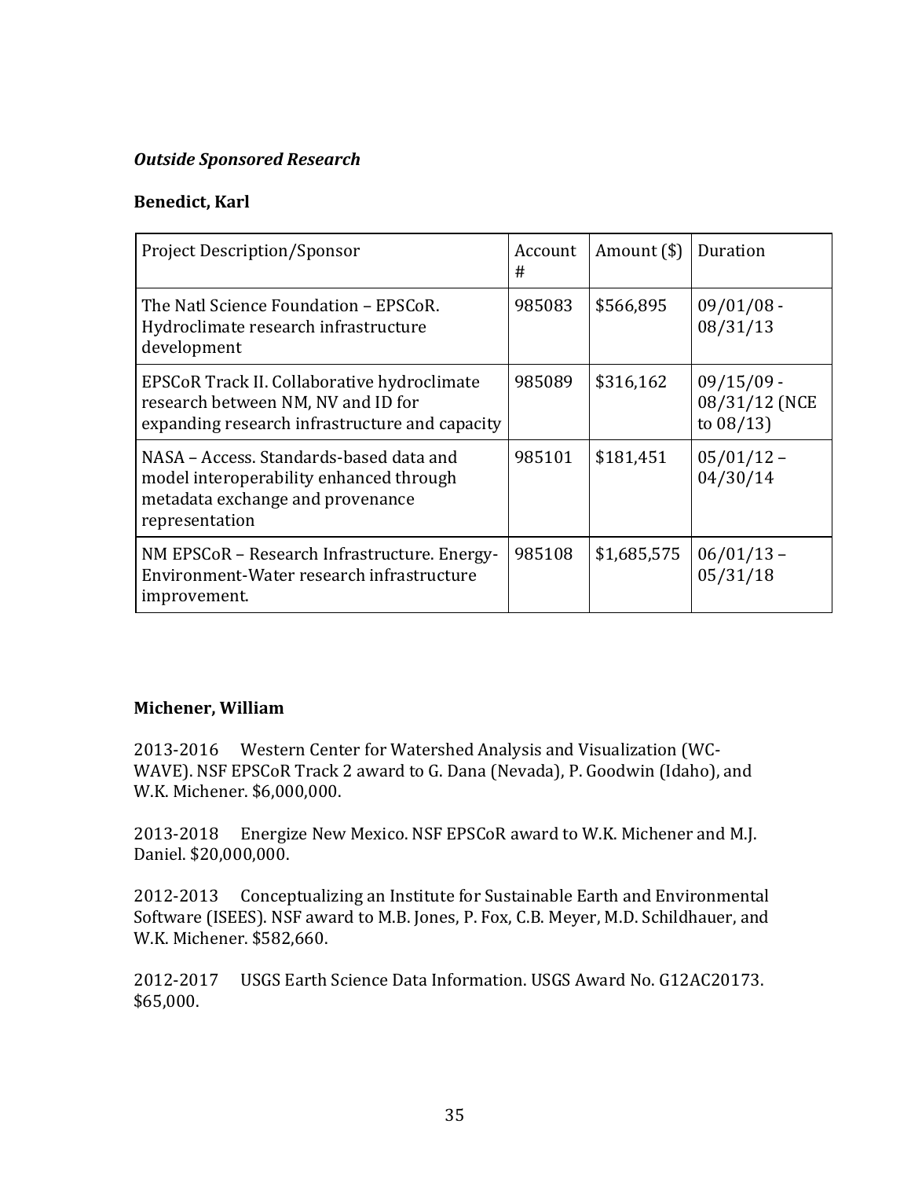***Outside Sponsored Research***

**Benedict, Karl**

| Project Description/Sponsor | Account # | Amount ($) | Duration |
|---|---|---|---|
| The Natl Science Foundation – EPSCoR. Hydroclimate research infrastructure development | 985083 | $566,895 | 09/01/08 - 08/31/13 |
| EPSCoR Track II. Collaborative hydroclimate research between NM, NV and ID for expanding research infrastructure and capacity | 985089 | $316,162 | 09/15/09 - 08/31/12 (NCE to 08/13) |
| NASA – Access. Standards-based data and model interoperability enhanced through metadata exchange and provenance representation | 985101 | $181,451 | 05/01/12 – 04/30/14 |
| NM EPSCoR – Research Infrastructure. Energy-Environment-Water research infrastructure improvement. | 985108 | $1,685,575 | 06/01/13 – 05/31/18 |

**Michener, William**

2013-2016 Western Center for Watershed Analysis and Visualization (WC-WAVE). NSF EPSCoR Track 2 award to G. Dana (Nevada), P. Goodwin (Idaho), and W.K. Michener. $6,000,000.

2013-2018 Energize New Mexico. NSF EPSCoR award to W.K. Michener and M.J. Daniel. $20,000,000.

2012-2013 Conceptualizing an Institute for Sustainable Earth and Environmental Software (ISEES). NSF award to M.B. Jones, P. Fox, C.B. Meyer, M.D. Schildhauer, and W.K. Michener. $582,660.

2012-2017 USGS Earth Science Data Information. USGS Award No. G12AC20173. $65,000.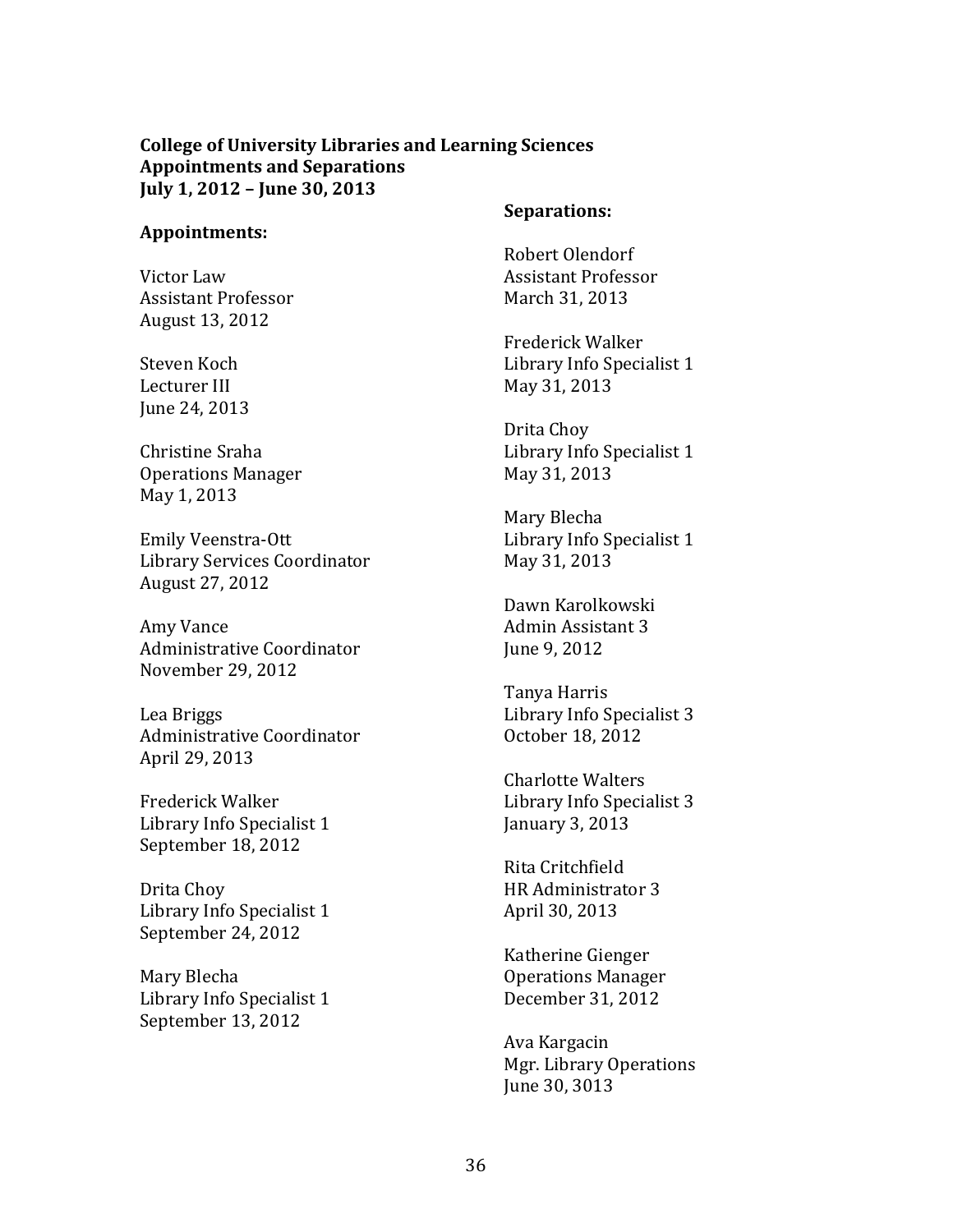**College of University Libraries and Learning Sciences**
**Appointments and Separations**
**July 1, 2012 – June 30, 2013**

**Appointments:**

Victor Law
Assistant Professor
August 13, 2012

Steven Koch
Lecturer III
June 24, 2013

Christine Sraha
Operations Manager
May 1, 2013

Emily Veenstra-Ott
Library Services Coordinator
August 27, 2012

Amy Vance
Administrative Coordinator
November 29, 2012

Lea Briggs
Administrative Coordinator
April 29, 2013

Frederick Walker
Library Info Specialist 1
September 18, 2012

Drita Choy
Library Info Specialist 1
September 24, 2012

Mary Blecha
Library Info Specialist 1
September 13, 2012

**Separations:**

Robert Olendorf
Assistant Professor
March 31, 2013

Frederick Walker
Library Info Specialist 1
May 31, 2013

Drita Choy
Library Info Specialist 1
May 31, 2013

Mary Blecha
Library Info Specialist 1
May 31, 2013

Dawn Karolkowski
Admin Assistant 3
June 9, 2012

Tanya Harris
Library Info Specialist 3
October 18, 2012

Charlotte Walters
Library Info Specialist 3
January 3, 2013

Rita Critchfield
HR Administrator 3
April 30, 2013

Katherine Gienger
Operations Manager
December 31, 2012

Ava Kargacin
Mgr. Library Operations
June 30, 3013